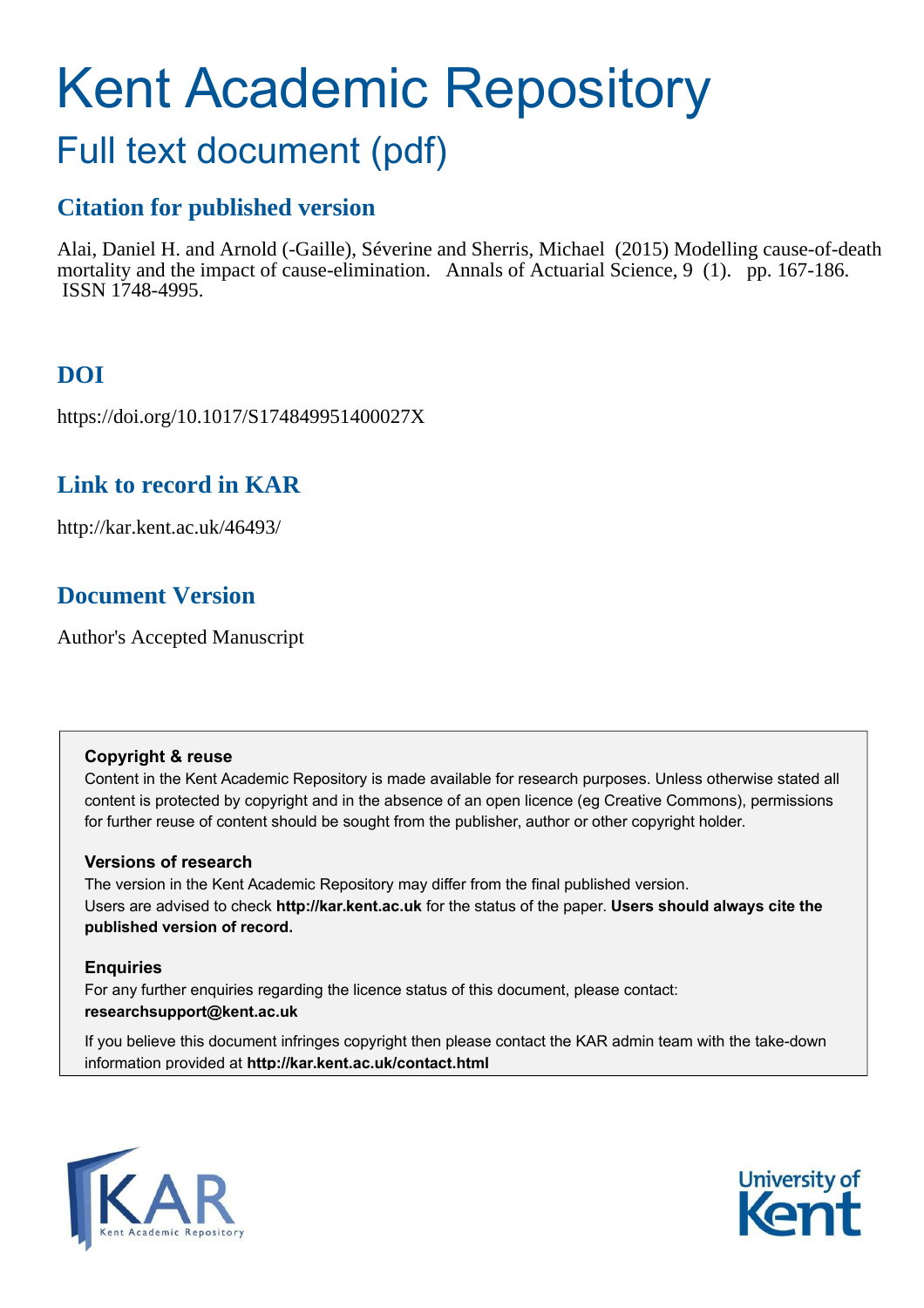# Kent Academic Repository

## Full text document (pdf)

## Citation for published version

Alai, Daniel H. and Arnold (-Gaille), Séverine and Sherris, Michael (2015) Modelling cause-of-death mortality and the impact of cause-elimination. Annals of Actuarial Science, 9 (1). pp. 167-186. ISSN 1748-4995.

## DOI

https://doi.org/10.1017/S174849951400027X

## Link to record in KAR

http://kar.kent.ac.uk/46493/

## Document Version

Author's Accepted Manuscript

**Copyright & reuse**

Content in the Kent Academic Repository is made available for research purposes. Unless otherwise stated all content is protected by copyright and in the absence of an open licence (eg Creative Commons), permissions for further reuse of content should be sought from the publisher, author or other copyright holder.

**Versions of research**

The version in the Kent Academic Repository may differ from the final published version. Users are advised to check **http://kar.kent.ac.uk** for the status of the paper. **Users should always cite the published version of record.**

**Enquiries**

For any further enquiries regarding the licence status of this document, please contact: **researchsupport@kent.ac.uk**

If you believe this document infringes copyright then please contact the KAR admin team with the take-down information provided at **http://kar.kent.ac.uk/contact.html**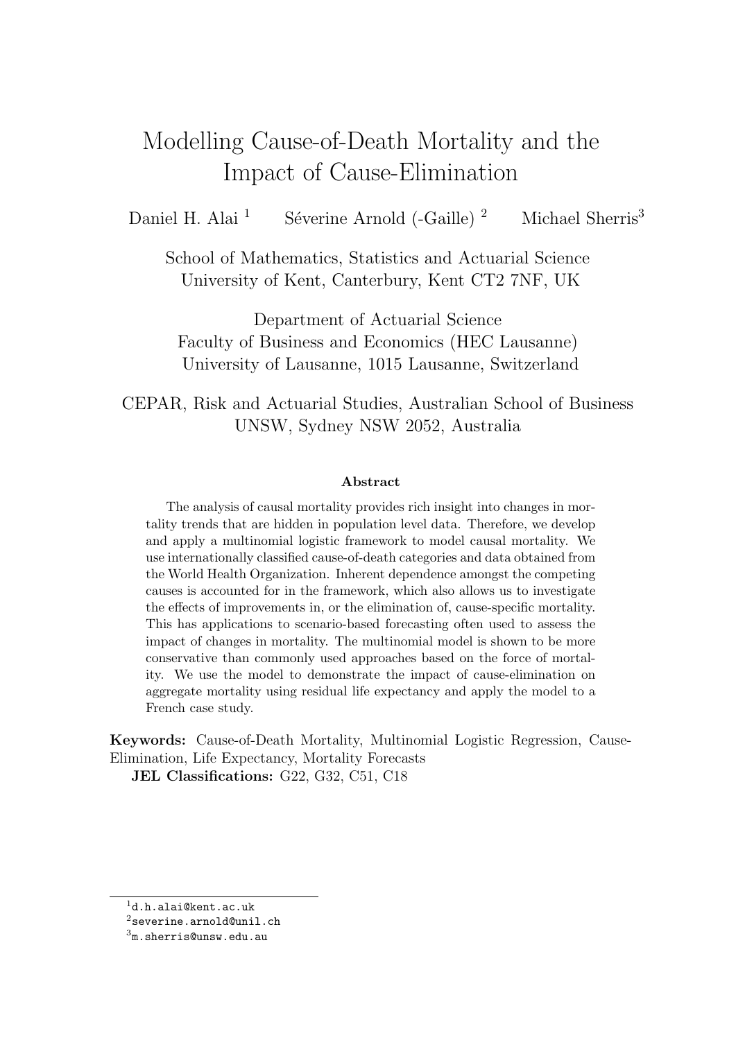# Modelling Cause-of-Death Mortality and the Impact of Cause-Elimination

Daniel H. Alai [1] Séverine Arnold (-Gaille) [2] Michael Sherris[3]

School of Mathematics, Statistics and Actuarial Science
University of Kent, Canterbury, Kent CT2 7NF, UK

Department of Actuarial Science
Faculty of Business and Economics (HEC Lausanne)
University of Lausanne, 1015 Lausanne, Switzerland

CEPAR, Risk and Actuarial Studies, Australian School of Business
UNSW, Sydney NSW 2052, Australia

**Abstract**

The analysis of causal mortality provides rich insight into changes in mortality trends that are hidden in population level data. Therefore, we develop and apply a multinomial logistic framework to model causal mortality. We use internationally classified cause-of-death categories and data obtained from the World Health Organization. Inherent dependence amongst the competing causes is accounted for in the framework, which also allows us to investigate the effects of improvements in, or the elimination of, cause-specific mortality. This has applications to scenario-based forecasting often used to assess the impact of changes in mortality. The multinomial model is shown to be more conservative than commonly used approaches based on the force of mortality. We use the model to demonstrate the impact of cause-elimination on aggregate mortality using residual life expectancy and apply the model to a French case study.

**Keywords:** Cause-of-Death Mortality, Multinomial Logistic Regression, Cause-Elimination, Life Expectancy, Mortality Forecasts

**JEL Classifications:** G22, G32, C51, C18

---

[1] d.h.alai@kent.ac.uk

[2] severine.arnold@unil.ch

[3] m.sherris@unsw.edu.au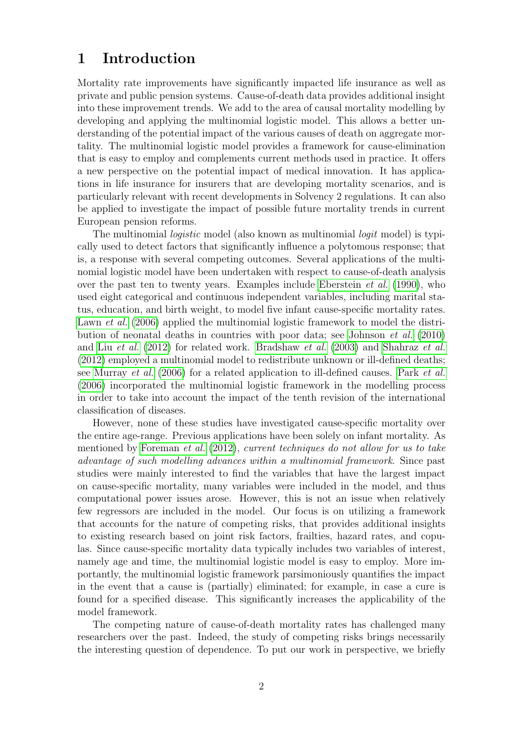# 1 Introduction

Mortality rate improvements have significantly impacted life insurance as well as private and public pension systems. Cause-of-death data provides additional insight into these improvement trends. We add to the area of causal mortality modelling by developing and applying the multinomial logistic model. This allows a better understanding of the potential impact of the various causes of death on aggregate mortality. The multinomial logistic model provides a framework for cause-elimination that is easy to employ and complements current methods used in practice. It offers a new perspective on the potential impact of medical innovation. It has applications in life insurance for insurers that are developing mortality scenarios, and is particularly relevant with recent developments in Solvency 2 regulations. It can also be applied to investigate the impact of possible future mortality trends in current European pension reforms.

The multinomial *logistic* model (also known as multinomial *logit* model) is typically used to detect factors that significantly influence a polytomous response; that is, a response with several competing outcomes. Several applications of the multinomial logistic model have been undertaken with respect to cause-of-death analysis over the past ten to twenty years. Examples include Eberstein *et al.* (1990), who used eight categorical and continuous independent variables, including marital status, education, and birth weight, to model five infant cause-specific mortality rates. Lawn *et al.* (2006) applied the multinomial logistic framework to model the distribution of neonatal deaths in countries with poor data; see Johnson *et al.* (2010) and Liu *et al.* (2012) for related work. Bradshaw *et al.* (2003) and Shahraz *et al.* (2012) employed a multinomial model to redistribute unknown or ill-defined deaths; see Murray *et al.* (2006) for a related application to ill-defined causes. Park *et al.* (2006) incorporated the multinomial logistic framework in the modelling process in order to take into account the impact of the tenth revision of the international classification of diseases.

However, none of these studies have investigated cause-specific mortality over the entire age-range. Previous applications have been solely on infant mortality. As mentioned by Foreman *et al.* (2012), *current techniques do not allow for us to take advantage of such modelling advances within a multinomial framework*. Since past studies were mainly interested to find the variables that have the largest impact on cause-specific mortality, many variables were included in the model, and thus computational power issues arose. However, this is not an issue when relatively few regressors are included in the model. Our focus is on utilizing a framework that accounts for the nature of competing risks, that provides additional insights to existing research based on joint risk factors, frailties, hazard rates, and copulas. Since cause-specific mortality data typically includes two variables of interest, namely age and time, the multinomial logistic model is easy to employ. More importantly, the multinomial logistic framework parsimoniously quantifies the impact in the event that a cause is (partially) eliminated; for example, in case a cure is found for a specified disease. This significantly increases the applicability of the model framework.

The competing nature of cause-of-death mortality rates has challenged many researchers over the past. Indeed, the study of competing risks brings necessarily the interesting question of dependence. To put our work in perspective, we briefly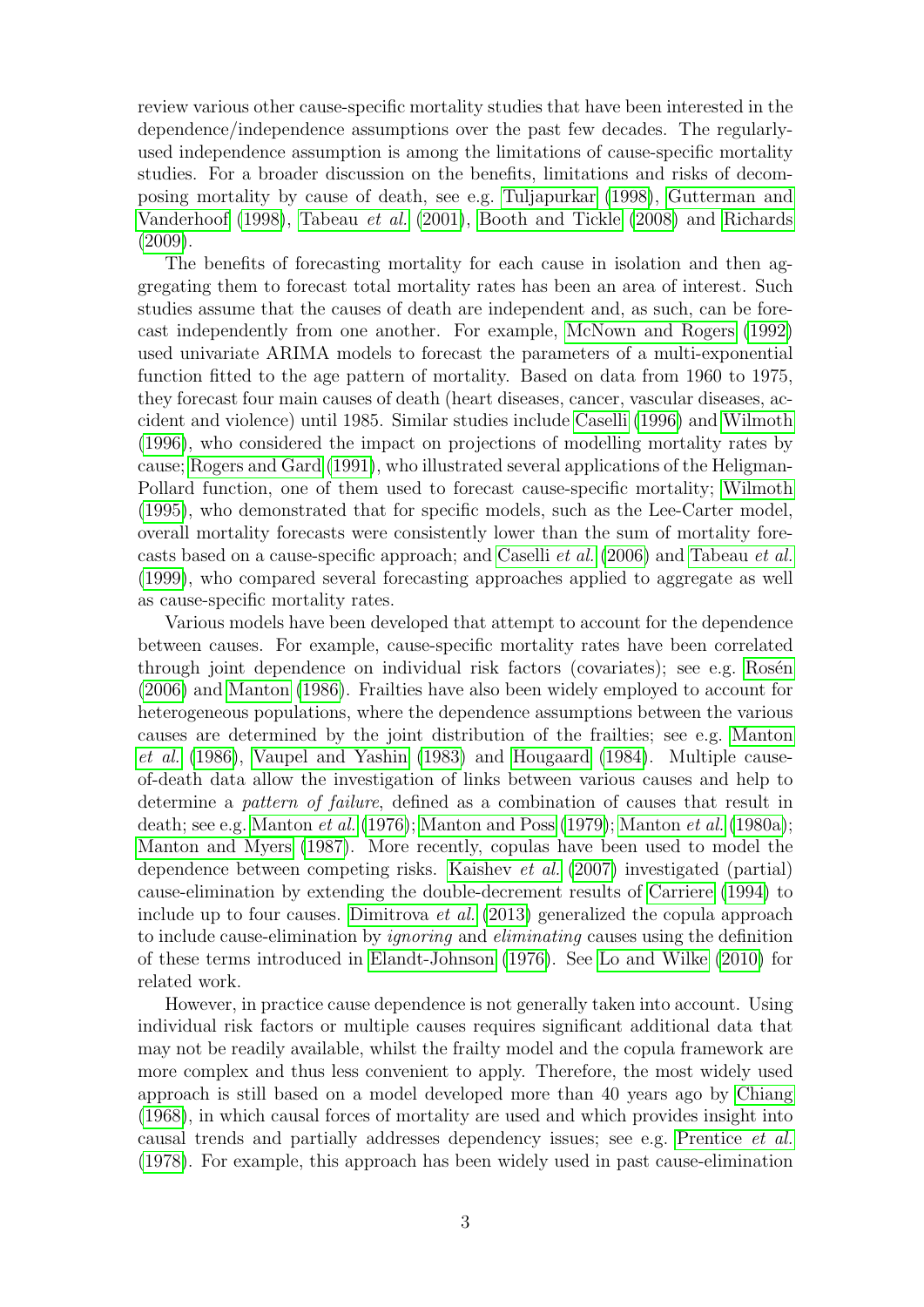review various other cause-specific mortality studies that have been interested in the dependence/independence assumptions over the past few decades. The regularly-used independence assumption is among the limitations of cause-specific mortality studies. For a broader discussion on the benefits, limitations and risks of decomposing mortality by cause of death, see e.g. Tuljapurkar (1998), Gutterman and Vanderhoof (1998), Tabeau *et al.* (2001), Booth and Tickle (2008) and Richards (2009).

The benefits of forecasting mortality for each cause in isolation and then aggregating them to forecast total mortality rates has been an area of interest. Such studies assume that the causes of death are independent and, as such, can be forecast independently from one another. For example, McNown and Rogers (1992) used univariate ARIMA models to forecast the parameters of a multi-exponential function fitted to the age pattern of mortality. Based on data from 1960 to 1975, they forecast four main causes of death (heart diseases, cancer, vascular diseases, accident and violence) until 1985. Similar studies include Caselli (1996) and Wilmoth (1996), who considered the impact on projections of modelling mortality rates by cause; Rogers and Gard (1991), who illustrated several applications of the Heligman-Pollard function, one of them used to forecast cause-specific mortality; Wilmoth (1995), who demonstrated that for specific models, such as the Lee-Carter model, overall mortality forecasts were consistently lower than the sum of mortality forecasts based on a cause-specific approach; and Caselli *et al.* (2006) and Tabeau *et al.* (1999), who compared several forecasting approaches applied to aggregate as well as cause-specific mortality rates.

Various models have been developed that attempt to account for the dependence between causes. For example, cause-specific mortality rates have been correlated through joint dependence on individual risk factors (covariates); see e.g. Rosén (2006) and Manton (1986). Frailties have also been widely employed to account for heterogeneous populations, where the dependence assumptions between the various causes are determined by the joint distribution of the frailties; see e.g. Manton *et al.* (1986), Vaupel and Yashin (1983) and Hougaard (1984). Multiple cause-of-death data allow the investigation of links between various causes and help to determine a *pattern of failure*, defined as a combination of causes that result in death; see e.g. Manton *et al.* (1976); Manton and Poss (1979); Manton *et al.* (1980a); Manton and Myers (1987). More recently, copulas have been used to model the dependence between competing risks. Kaishev *et al.* (2007) investigated (partial) cause-elimination by extending the double-decrement results of Carriere (1994) to include up to four causes. Dimitrova *et al.* (2013) generalized the copula approach to include cause-elimination by *ignoring* and *eliminating* causes using the definition of these terms introduced in Elandt-Johnson (1976). See Lo and Wilke (2010) for related work.

However, in practice cause dependence is not generally taken into account. Using individual risk factors or multiple causes requires significant additional data that may not be readily available, whilst the frailty model and the copula framework are more complex and thus less convenient to apply. Therefore, the most widely used approach is still based on a model developed more than 40 years ago by Chiang (1968), in which causal forces of mortality are used and which provides insight into causal trends and partially addresses dependency issues; see e.g. Prentice *et al.* (1978). For example, this approach has been widely used in past cause-elimination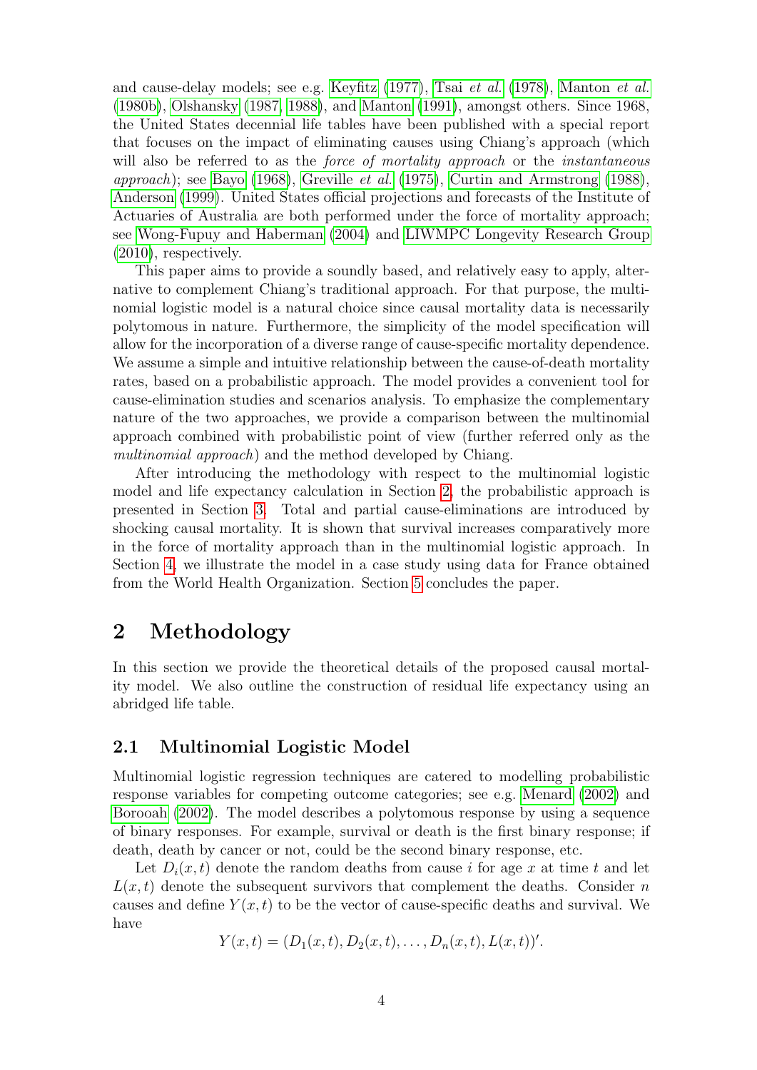and cause-delay models; see e.g. Keyfitz (1977), Tsai *et al.* (1978), Manton *et al.* (1980b), Olshansky (1987, 1988), and Manton (1991), amongst others. Since 1968, the United States decennial life tables have been published with a special report that focuses on the impact of eliminating causes using Chiang's approach (which will also be referred to as the *force of mortality approach* or the *instantaneous approach*); see Bayo (1968), Greville *et al.* (1975), Curtin and Armstrong (1988), Anderson (1999). United States official projections and forecasts of the Institute of Actuaries of Australia are both performed under the force of mortality approach; see Wong-Fupuy and Haberman (2004) and LIWMPC Longevity Research Group (2010), respectively.

This paper aims to provide a soundly based, and relatively easy to apply, alternative to complement Chiang's traditional approach. For that purpose, the multinomial logistic model is a natural choice since causal mortality data is necessarily polytomous in nature. Furthermore, the simplicity of the model specification will allow for the incorporation of a diverse range of cause-specific mortality dependence. We assume a simple and intuitive relationship between the cause-of-death mortality rates, based on a probabilistic approach. The model provides a convenient tool for cause-elimination studies and scenarios analysis. To emphasize the complementary nature of the two approaches, we provide a comparison between the multinomial approach combined with probabilistic point of view (further referred only as the *multinomial approach*) and the method developed by Chiang.

After introducing the methodology with respect to the multinomial logistic model and life expectancy calculation in Section 2, the probabilistic approach is presented in Section 3. Total and partial cause-eliminations are introduced by shocking causal mortality. It is shown that survival increases comparatively more in the force of mortality approach than in the multinomial logistic approach. In Section 4, we illustrate the model in a case study using data for France obtained from the World Health Organization. Section 5 concludes the paper.

# 2 Methodology

In this section we provide the theoretical details of the proposed causal mortality model. We also outline the construction of residual life expectancy using an abridged life table.

## 2.1 Multinomial Logistic Model

Multinomial logistic regression techniques are catered to modelling probabilistic response variables for competing outcome categories; see e.g. Menard (2002) and Borooah (2002). The model describes a polytomous response by using a sequence of binary responses. For example, survival or death is the first binary response; if death, death by cancer or not, could be the second binary response, etc.

Let $D_i(x,t)$ denote the random deaths from cause $i$ for age $x$ at time $t$ and let $L(x,t)$ denote the subsequent survivors that complement the deaths. Consider $n$ causes and define $Y(x,t)$ to be the vector of cause-specific deaths and survival. We have

$$Y(x,t) = (D_1(x,t), D_2(x,t), \ldots, D_n(x,t), L(x,t))'.$$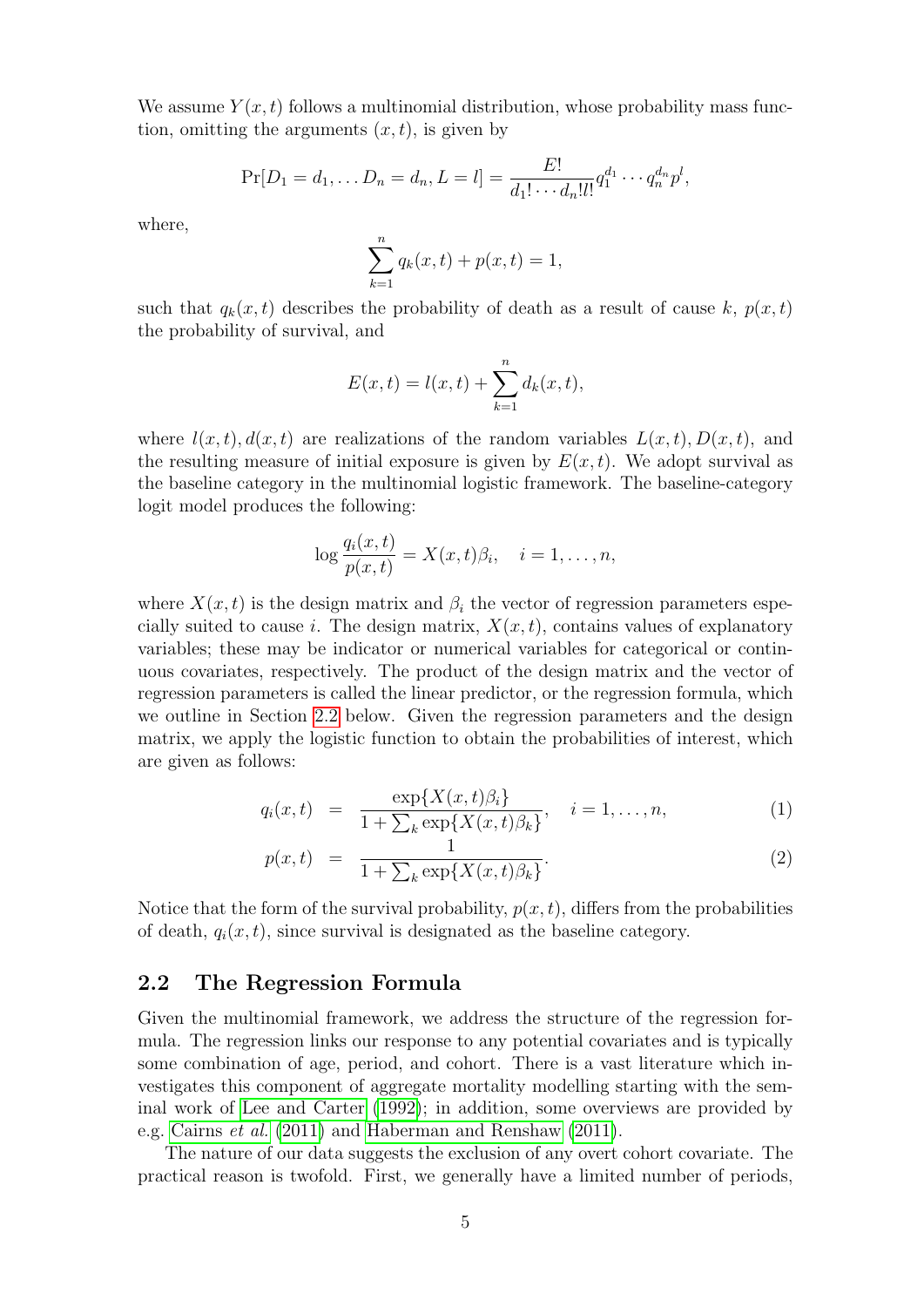We assume $Y(x, t)$ follows a multinomial distribution, whose probability mass function, omitting the arguments $(x, t)$, is given by

$$\Pr[D_1 = d_1, \ldots D_n = d_n, L = l] = \frac{E!}{d_1! \cdots d_n! l!} q_1^{d_1} \cdots q_n^{d_n} p^l,$$

where,

$$\sum_{k=1}^{n} q_k(x, t) + p(x, t) = 1,$$

such that $q_k(x, t)$ describes the probability of death as a result of cause $k$, $p(x, t)$ the probability of survival, and

$$E(x, t) = l(x, t) + \sum_{k=1}^{n} d_k(x, t),$$

where $l(x, t), d(x, t)$ are realizations of the random variables $L(x, t), D(x, t)$, and the resulting measure of initial exposure is given by $E(x, t)$. We adopt survival as the baseline category in the multinomial logistic framework. The baseline-category logit model produces the following:

$$\log \frac{q_i(x, t)}{p(x, t)} = X(x, t)\beta_i, \quad i = 1, \ldots, n,$$

where $X(x, t)$ is the design matrix and $\beta_i$ the vector of regression parameters especially suited to cause $i$. The design matrix, $X(x, t)$, contains values of explanatory variables; these may be indicator or numerical variables for categorical or continuous covariates, respectively. The product of the design matrix and the vector of regression parameters is called the linear predictor, or the regression formula, which we outline in Section 2.2 below. Given the regression parameters and the design matrix, we apply the logistic function to obtain the probabilities of interest, which are given as follows:

$$q_i(x, t) = \frac{\exp\{X(x, t)\beta_i\}}{1 + \sum_k \exp\{X(x, t)\beta_k\}}, \quad i = 1, \ldots, n, \tag{1}$$

$$p(x, t) = \frac{1}{1 + \sum_k \exp\{X(x, t)\beta_k\}}. \tag{2}$$

Notice that the form of the survival probability, $p(x, t)$, differs from the probabilities of death, $q_i(x, t)$, since survival is designated as the baseline category.

## 2.2 The Regression Formula

Given the multinomial framework, we address the structure of the regression formula. The regression links our response to any potential covariates and is typically some combination of age, period, and cohort. There is a vast literature which investigates this component of aggregate mortality modelling starting with the seminal work of Lee and Carter (1992); in addition, some overviews are provided by e.g. Cairns *et al.* (2011) and Haberman and Renshaw (2011).

The nature of our data suggests the exclusion of any overt cohort covariate. The practical reason is twofold. First, we generally have a limited number of periods,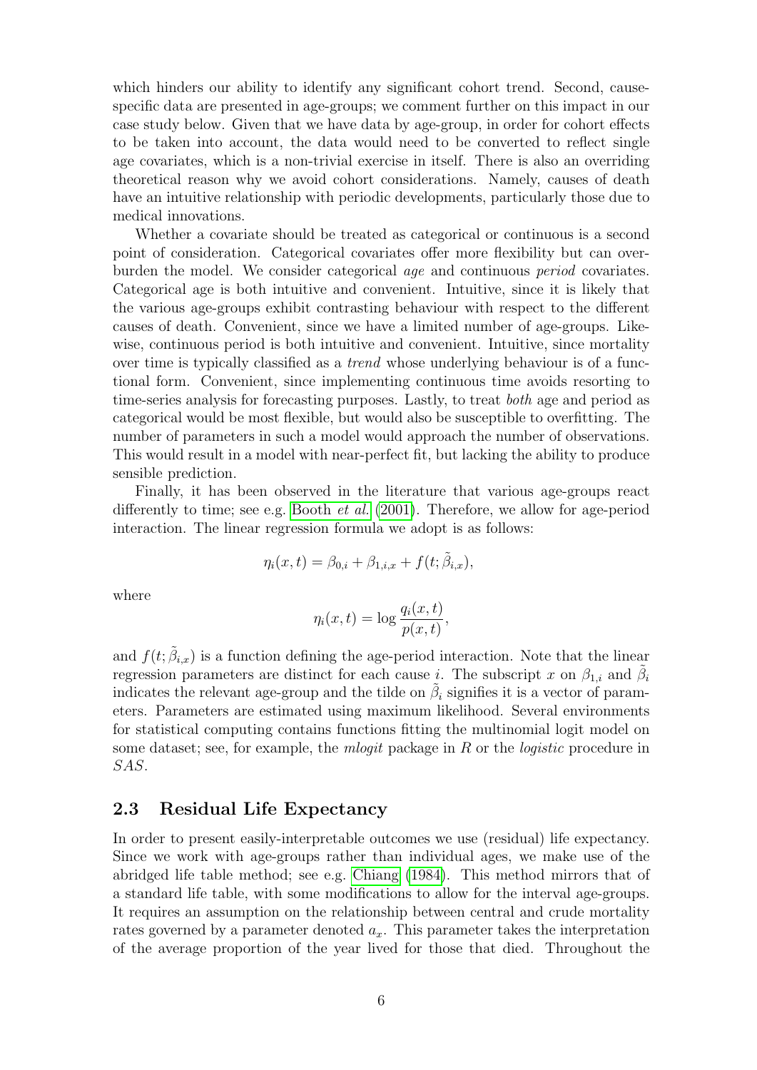which hinders our ability to identify any significant cohort trend. Second, cause-specific data are presented in age-groups; we comment further on this impact in our case study below. Given that we have data by age-group, in order for cohort effects to be taken into account, the data would need to be converted to reflect single age covariates, which is a non-trivial exercise in itself. There is also an overriding theoretical reason why we avoid cohort considerations. Namely, causes of death have an intuitive relationship with periodic developments, particularly those due to medical innovations.

Whether a covariate should be treated as categorical or continuous is a second point of consideration. Categorical covariates offer more flexibility but can overburden the model. We consider categorical *age* and continuous *period* covariates. Categorical age is both intuitive and convenient. Intuitive, since it is likely that the various age-groups exhibit contrasting behaviour with respect to the different causes of death. Convenient, since we have a limited number of age-groups. Likewise, continuous period is both intuitive and convenient. Intuitive, since mortality over time is typically classified as a *trend* whose underlying behaviour is of a functional form. Convenient, since implementing continuous time avoids resorting to time-series analysis for forecasting purposes. Lastly, to treat *both* age and period as categorical would be most flexible, but would also be susceptible to overfitting. The number of parameters in such a model would approach the number of observations. This would result in a model with near-perfect fit, but lacking the ability to produce sensible prediction.

Finally, it has been observed in the literature that various age-groups react differently to time; see e.g. Booth *et al.* (2001). Therefore, we allow for age-period interaction. The linear regression formula we adopt is as follows:

$$\eta_i(x,t) = \beta_{0,i} + \beta_{1,i,x} + f(t;\tilde{\beta}_{i,x}),$$

where

$$\eta_i(x,t) = \log \frac{q_i(x,t)}{p(x,t)},$$

and $f(t;\tilde{\beta}_{i,x})$ is a function defining the age-period interaction. Note that the linear regression parameters are distinct for each cause $i$. The subscript $x$ on $\beta_{1,i}$ and $\tilde{\beta}_i$ indicates the relevant age-group and the tilde on $\tilde{\beta}_i$ signifies it is a vector of parameters. Parameters are estimated using maximum likelihood. Several environments for statistical computing contains functions fitting the multinomial logit model on some dataset; see, for example, the *mlogit* package in *R* or the *logistic* procedure in *SAS*.

## 2.3 Residual Life Expectancy

In order to present easily-interpretable outcomes we use (residual) life expectancy. Since we work with age-groups rather than individual ages, we make use of the abridged life table method; see e.g. Chiang (1984). This method mirrors that of a standard life table, with some modifications to allow for the interval age-groups. It requires an assumption on the relationship between central and crude mortality rates governed by a parameter denoted $a_x$. This parameter takes the interpretation of the average proportion of the year lived for those that died. Throughout the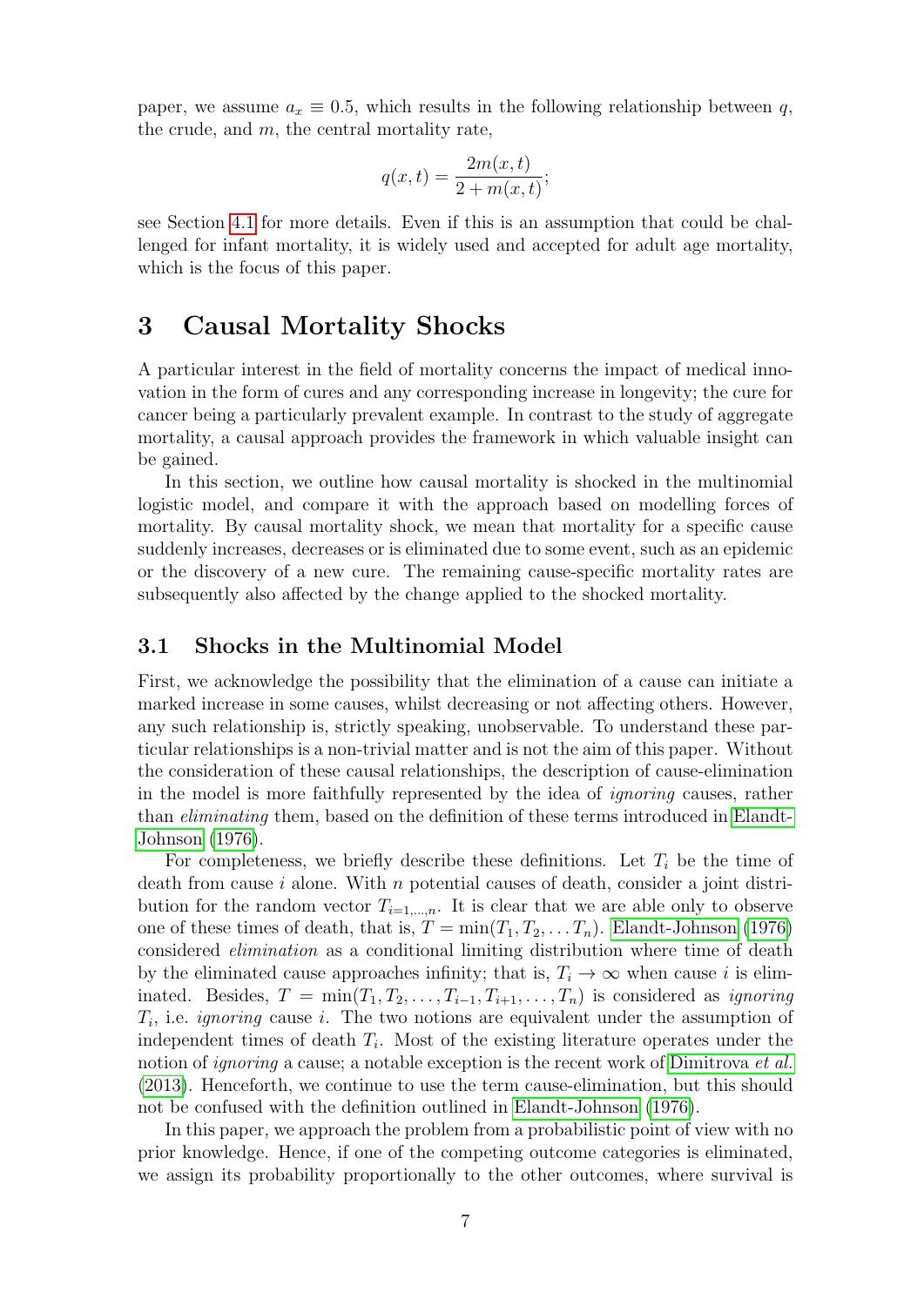paper, we assume $a_x \equiv 0.5$, which results in the following relationship between $q$, the crude, and $m$, the central mortality rate,

$$q(x,t) = \frac{2m(x,t)}{2 + m(x,t)};$$

see Section 4.1 for more details. Even if this is an assumption that could be challenged for infant mortality, it is widely used and accepted for adult age mortality, which is the focus of this paper.

# 3 Causal Mortality Shocks

A particular interest in the field of mortality concerns the impact of medical innovation in the form of cures and any corresponding increase in longevity; the cure for cancer being a particularly prevalent example. In contrast to the study of aggregate mortality, a causal approach provides the framework in which valuable insight can be gained.

In this section, we outline how causal mortality is shocked in the multinomial logistic model, and compare it with the approach based on modelling forces of mortality. By causal mortality shock, we mean that mortality for a specific cause suddenly increases, decreases or is eliminated due to some event, such as an epidemic or the discovery of a new cure. The remaining cause-specific mortality rates are subsequently also affected by the change applied to the shocked mortality.

## 3.1 Shocks in the Multinomial Model

First, we acknowledge the possibility that the elimination of a cause can initiate a marked increase in some causes, whilst decreasing or not affecting others. However, any such relationship is, strictly speaking, unobservable. To understand these particular relationships is a non-trivial matter and is not the aim of this paper. Without the consideration of these causal relationships, the description of cause-elimination in the model is more faithfully represented by the idea of *ignoring* causes, rather than *eliminating* them, based on the definition of these terms introduced in Elandt-Johnson (1976).

For completeness, we briefly describe these definitions. Let $T_i$ be the time of death from cause $i$ alone. With $n$ potential causes of death, consider a joint distribution for the random vector $T_{i=1,\ldots,n}$. It is clear that we are able only to observe one of these times of death, that is, $T = \min(T_1, T_2, \ldots T_n)$. Elandt-Johnson (1976) considered *elimination* as a conditional limiting distribution where time of death by the eliminated cause approaches infinity; that is, $T_i \to \infty$ when cause $i$ is eliminated. Besides, $T = \min(T_1, T_2, \ldots, T_{i-1}, T_{i+1}, \ldots, T_n)$ is considered as *ignoring* $T_i$, i.e. *ignoring* cause $i$. The two notions are equivalent under the assumption of independent times of death $T_i$. Most of the existing literature operates under the notion of *ignoring* a cause; a notable exception is the recent work of Dimitrova *et al.* (2013). Henceforth, we continue to use the term cause-elimination, but this should not be confused with the definition outlined in Elandt-Johnson (1976).

In this paper, we approach the problem from a probabilistic point of view with no prior knowledge. Hence, if one of the competing outcome categories is eliminated, we assign its probability proportionally to the other outcomes, where survival is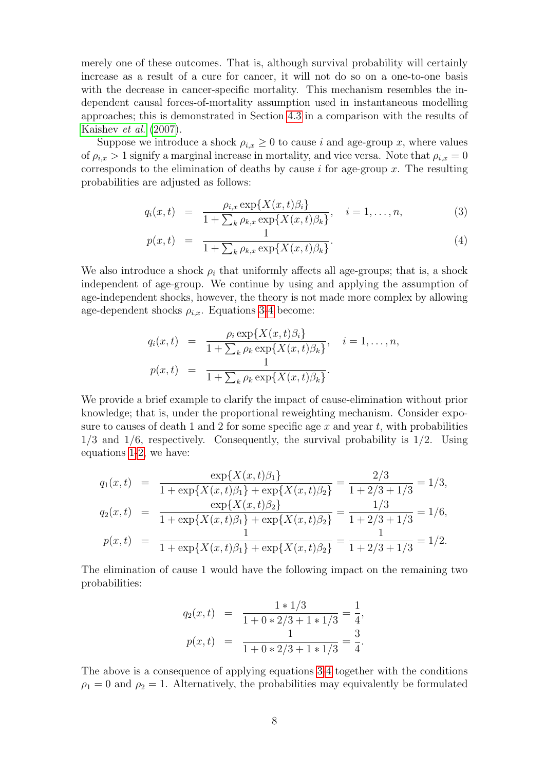merely one of these outcomes. That is, although survival probability will certainly increase as a result of a cure for cancer, it will not do so on a one-to-one basis with the decrease in cancer-specific mortality. This mechanism resembles the independent causal forces-of-mortality assumption used in instantaneous modelling approaches; this is demonstrated in Section 4.3 in a comparison with the results of Kaishev *et al.* (2007).

Suppose we introduce a shock $\rho_{i,x} \geq 0$ to cause $i$ and age-group $x$, where values of $\rho_{i,x} > 1$ signify a marginal increase in mortality, and vice versa. Note that $\rho_{i,x} = 0$ corresponds to the elimination of deaths by cause $i$ for age-group $x$. The resulting probabilities are adjusted as follows:

$$q_i(x,t) = \frac{\rho_{i,x} \exp\{X(x,t)\beta_i\}}{1 + \sum_k \rho_{k,x} \exp\{X(x,t)\beta_k\}}, \quad i = 1, \ldots, n, \tag{3}$$

$$p(x,t) = \frac{1}{1 + \sum_k \rho_{k,x} \exp\{X(x,t)\beta_k\}}. \tag{4}$$

We also introduce a shock $\rho_i$ that uniformly affects all age-groups; that is, a shock independent of age-group. We continue by using and applying the assumption of age-independent shocks, however, the theory is not made more complex by allowing age-dependent shocks $\rho_{i,x}$. Equations 3-4 become:

$$q_i(x,t) = \frac{\rho_i \exp\{X(x,t)\beta_i\}}{1 + \sum_k \rho_k \exp\{X(x,t)\beta_k\}}, \quad i = 1, \ldots, n,$$

$$p(x,t) = \frac{1}{1 + \sum_k \rho_k \exp\{X(x,t)\beta_k\}}.$$

We provide a brief example to clarify the impact of cause-elimination without prior knowledge; that is, under the proportional reweighting mechanism. Consider exposure to causes of death 1 and 2 for some specific age $x$ and year $t$, with probabilities 1/3 and 1/6, respectively. Consequently, the survival probability is 1/2. Using equations 1-2, we have:

$$q_1(x,t) = \frac{\exp\{X(x,t)\beta_1\}}{1 + \exp\{X(x,t)\beta_1\} + \exp\{X(x,t)\beta_2\}} = \frac{2/3}{1 + 2/3 + 1/3} = 1/3,$$

$$q_2(x,t) = \frac{\exp\{X(x,t)\beta_2\}}{1 + \exp\{X(x,t)\beta_1\} + \exp\{X(x,t)\beta_2\}} = \frac{1/3}{1 + 2/3 + 1/3} = 1/6,$$

$$p(x,t) = \frac{1}{1 + \exp\{X(x,t)\beta_1\} + \exp\{X(x,t)\beta_2\}} = \frac{1}{1 + 2/3 + 1/3} = 1/2.$$

The elimination of cause 1 would have the following impact on the remaining two probabilities:

$$q_2(x,t) = \frac{1 * 1/3}{1 + 0 * 2/3 + 1 * 1/3} = \frac{1}{4},$$

$$p(x,t) = \frac{1}{1 + 0 * 2/3 + 1 * 1/3} = \frac{3}{4}.$$

The above is a consequence of applying equations 3-4 together with the conditions $\rho_1 = 0$ and $\rho_2 = 1$. Alternatively, the probabilities may equivalently be formulated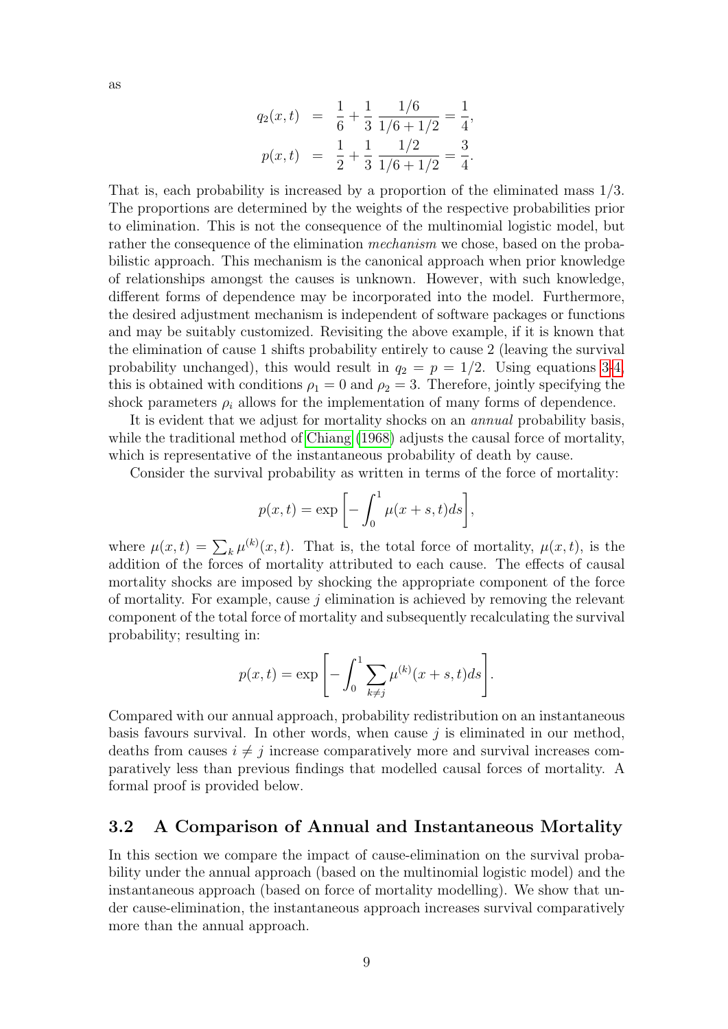as

$$
\begin{aligned}
q_2(x,t) &= \frac{1}{6} + \frac{1}{3}\,\frac{1/6}{1/6+1/2} = \frac{1}{4}, \\
p(x,t) &= \frac{1}{2} + \frac{1}{3}\,\frac{1/2}{1/6+1/2} = \frac{3}{4}.
\end{aligned}
$$

That is, each probability is increased by a proportion of the eliminated mass 1/3. The proportions are determined by the weights of the respective probabilities prior to elimination. This is not the consequence of the multinomial logistic model, but rather the consequence of the elimination *mechanism* we chose, based on the probabilistic approach. This mechanism is the canonical approach when prior knowledge of relationships amongst the causes is unknown. However, with such knowledge, different forms of dependence may be incorporated into the model. Furthermore, the desired adjustment mechanism is independent of software packages or functions and may be suitably customized. Revisiting the above example, if it is known that the elimination of cause 1 shifts probability entirely to cause 2 (leaving the survival probability unchanged), this would result in $q_2 = p = 1/2$. Using equations 3-4, this is obtained with conditions $\rho_1 = 0$ and $\rho_2 = 3$. Therefore, jointly specifying the shock parameters $\rho_i$ allows for the implementation of many forms of dependence.

It is evident that we adjust for mortality shocks on an *annual* probability basis, while the traditional method of Chiang (1968) adjusts the causal force of mortality, which is representative of the instantaneous probability of death by cause.

Consider the survival probability as written in terms of the force of mortality:

$$
p(x,t) = \exp\left[-\int_0^1 \mu(x+s,t)ds\right],
$$

where $\mu(x,t) = \sum_k \mu^{(k)}(x,t)$. That is, the total force of mortality, $\mu(x,t)$, is the addition of the forces of mortality attributed to each cause. The effects of causal mortality shocks are imposed by shocking the appropriate component of the force of mortality. For example, cause $j$ elimination is achieved by removing the relevant component of the total force of mortality and subsequently recalculating the survival probability; resulting in:

$$
p(x,t) = \exp\left[-\int_0^1 \sum_{k\neq j} \mu^{(k)}(x+s,t)ds\right].
$$

Compared with our annual approach, probability redistribution on an instantaneous basis favours survival. In other words, when cause $j$ is eliminated in our method, deaths from causes $i \neq j$ increase comparatively more and survival increases comparatively less than previous findings that modelled causal forces of mortality. A formal proof is provided below.

## 3.2 A Comparison of Annual and Instantaneous Mortality

In this section we compare the impact of cause-elimination on the survival probability under the annual approach (based on the multinomial logistic model) and the instantaneous approach (based on force of mortality modelling). We show that under cause-elimination, the instantaneous approach increases survival comparatively more than the annual approach.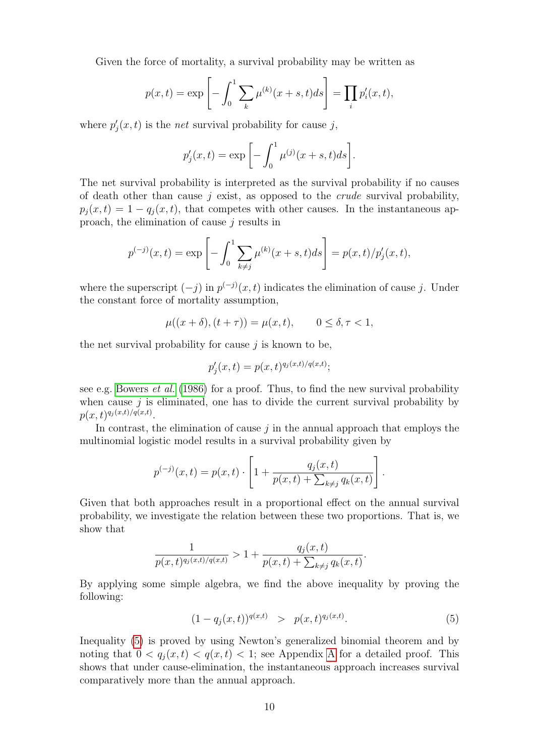Given the force of mortality, a survival probability may be written as

$$p(x,t) = \exp\left[-\int_0^1 \sum_k \mu^{(k)}(x+s,t)ds\right] = \prod_i p'_i(x,t),$$

where $p'_j(x,t)$ is the *net* survival probability for cause $j$,

$$p'_j(x,t) = \exp\left[-\int_0^1 \mu^{(j)}(x+s,t)ds\right].$$

The net survival probability is interpreted as the survival probability if no causes of death other than cause $j$ exist, as opposed to the *crude* survival probability, $p_j(x,t) = 1 - q_j(x,t)$, that competes with other causes. In the instantaneous approach, the elimination of cause $j$ results in

$$p^{(-j)}(x,t) = \exp\left[-\int_0^1 \sum_{k\neq j} \mu^{(k)}(x+s,t)ds\right] = p(x,t)/p'_j(x,t),$$

where the superscript $(-j)$ in $p^{(-j)}(x,t)$ indicates the elimination of cause $j$. Under the constant force of mortality assumption,

$$\mu((x+\delta),(t+\tau)) = \mu(x,t), \qquad 0 \leq \delta, \tau < 1,$$

the net survival probability for cause $j$ is known to be,

$$p'_j(x,t) = p(x,t)^{q_j(x,t)/q(x,t)};$$

see e.g. Bowers *et al.* (1986) for a proof. Thus, to find the new survival probability when cause $j$ is eliminated, one has to divide the current survival probability by $p(x,t)^{q_j(x,t)/q(x,t)}$.

In contrast, the elimination of cause $j$ in the annual approach that employs the multinomial logistic model results in a survival probability given by

$$p^{(-j)}(x,t) = p(x,t) \cdot \left[1 + \frac{q_j(x,t)}{p(x,t) + \sum_{k\neq j} q_k(x,t)}\right].$$

Given that both approaches result in a proportional effect on the annual survival probability, we investigate the relation between these two proportions. That is, we show that

$$\frac{1}{p(x,t)^{q_j(x,t)/q(x,t)}} > 1 + \frac{q_j(x,t)}{p(x,t) + \sum_{k\neq j} q_k(x,t)}.$$

By applying some simple algebra, we find the above inequality by proving the following:

$$(1 - q_j(x,t))^{q(x,t)} \;\; > \;\; p(x,t)^{q_j(x,t)}. \tag{5}$$

Inequality (5) is proved by using Newton's generalized binomial theorem and by noting that $0 < q_j(x,t) < q(x,t) < 1$; see Appendix A for a detailed proof. This shows that under cause-elimination, the instantaneous approach increases survival comparatively more than the annual approach.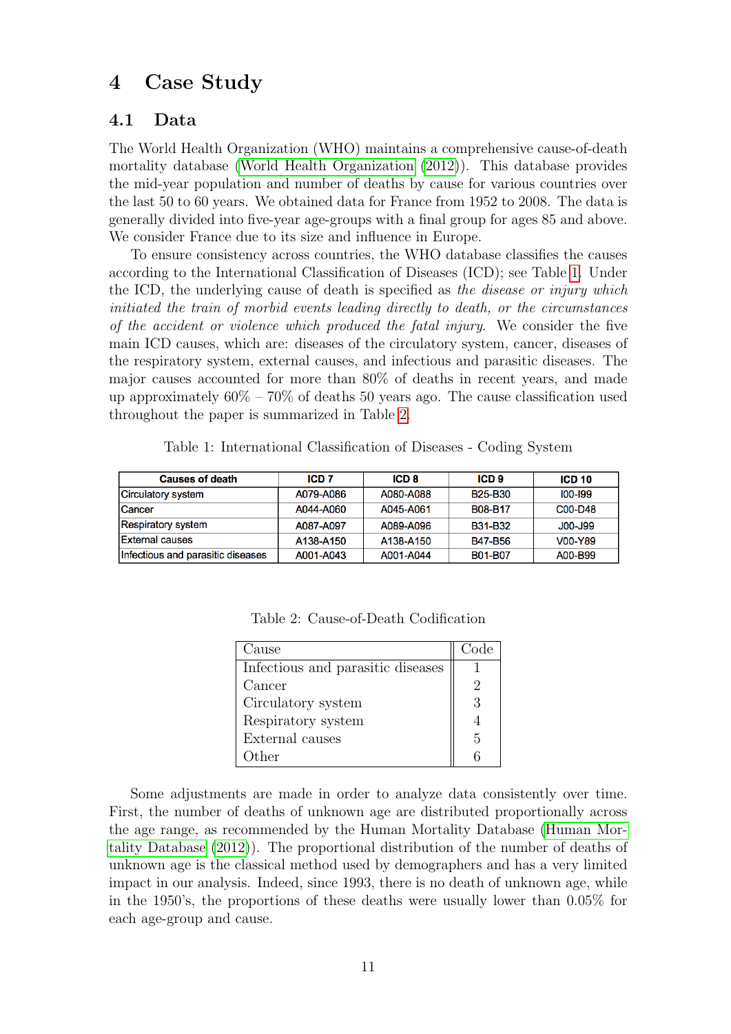# 4 Case Study

## 4.1 Data

The World Health Organization (WHO) maintains a comprehensive cause-of-death mortality database (World Health Organization (2012)). This database provides the mid-year population and number of deaths by cause for various countries over the last 50 to 60 years. We obtained data for France from 1952 to 2008. The data is generally divided into five-year age-groups with a final group for ages 85 and above. We consider France due to its size and influence in Europe.

To ensure consistency across countries, the WHO database classifies the causes according to the International Classification of Diseases (ICD); see Table 1. Under the ICD, the underlying cause of death is specified as *the disease or injury which initiated the train of morbid events leading directly to death, or the circumstances of the accident or violence which produced the fatal injury*. We consider the five main ICD causes, which are: diseases of the circulatory system, cancer, diseases of the respiratory system, external causes, and infectious and parasitic diseases. The major causes accounted for more than 80% of deaths in recent years, and made up approximately 60% – 70% of deaths 50 years ago. The cause classification used throughout the paper is summarized in Table 2.

Table 1: International Classification of Diseases - Coding System

| Causes of death | ICD 7 | ICD 8 | ICD 9 | ICD 10 |
|---|---|---|---|---|
| Circulatory system | A079-A086 | A080-A088 | B25-B30 | I00-I99 |
| Cancer | A044-A060 | A045-A061 | B08-B17 | C00-D48 |
| Respiratory system | A087-A097 | A089-A096 | B31-B32 | J00-J99 |
| External causes | A138-A150 | A138-A150 | B47-B56 | V00-Y89 |
| Infectious and parasitic diseases | A001-A043 | A001-A044 | B01-B07 | A00-B99 |

Table 2: Cause-of-Death Codification

| Cause | Code |
|---|---|
| Infectious and parasitic diseases | 1 |
| Cancer | 2 |
| Circulatory system | 3 |
| Respiratory system | 4 |
| External causes | 5 |
| Other | 6 |

Some adjustments are made in order to analyze data consistently over time. First, the number of deaths of unknown age are distributed proportionally across the age range, as recommended by the Human Mortality Database (Human Mortality Database (2012)). The proportional distribution of the number of deaths of unknown age is the classical method used by demographers and has a very limited impact in our analysis. Indeed, since 1993, there is no death of unknown age, while in the 1950's, the proportions of these deaths were usually lower than 0.05% for each age-group and cause.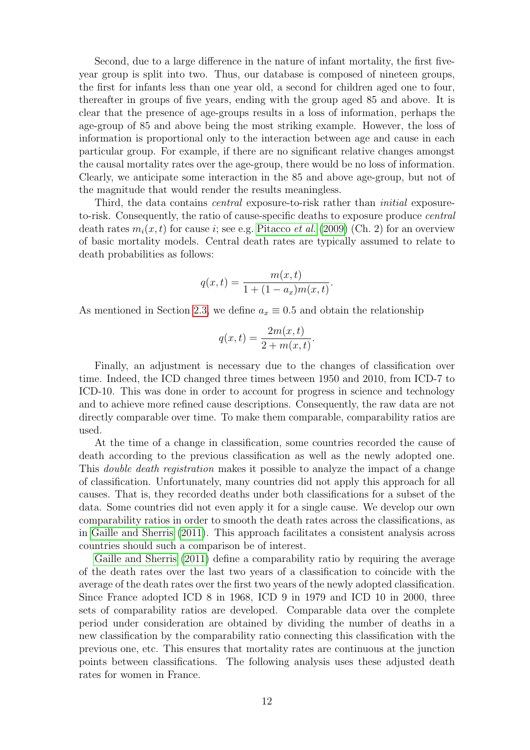Second, due to a large difference in the nature of infant mortality, the first five-year group is split into two. Thus, our database is composed of nineteen groups, the first for infants less than one year old, a second for children aged one to four, thereafter in groups of five years, ending with the group aged 85 and above. It is clear that the presence of age-groups results in a loss of information, perhaps the age-group of 85 and above being the most striking example. However, the loss of information is proportional only to the interaction between age and cause in each particular group. For example, if there are no significant relative changes amongst the causal mortality rates over the age-group, there would be no loss of information. Clearly, we anticipate some interaction in the 85 and above age-group, but not of the magnitude that would render the results meaningless.

Third, the data contains *central* exposure-to-risk rather than *initial* exposure-to-risk. Consequently, the ratio of cause-specific deaths to exposure produce *central* death rates $m_i(x,t)$ for cause $i$; see e.g. Pitacco *et al.* (2009) (Ch. 2) for an overview of basic mortality models. Central death rates are typically assumed to relate to death probabilities as follows:

$$q(x,t) = \frac{m(x,t)}{1 + (1 - a_x)m(x,t)}.$$

As mentioned in Section 2.3, we define $a_x \equiv 0.5$ and obtain the relationship

$$q(x,t) = \frac{2m(x,t)}{2 + m(x,t)}.$$

Finally, an adjustment is necessary due to the changes of classification over time. Indeed, the ICD changed three times between 1950 and 2010, from ICD-7 to ICD-10. This was done in order to account for progress in science and technology and to achieve more refined cause descriptions. Consequently, the raw data are not directly comparable over time. To make them comparable, comparability ratios are used.

At the time of a change in classification, some countries recorded the cause of death according to the previous classification as well as the newly adopted one. This *double death registration* makes it possible to analyze the impact of a change of classification. Unfortunately, many countries did not apply this approach for all causes. That is, they recorded deaths under both classifications for a subset of the data. Some countries did not even apply it for a single cause. We develop our own comparability ratios in order to smooth the death rates across the classifications, as in Gaille and Sherris (2011). This approach facilitates a consistent analysis across countries should such a comparison be of interest.

Gaille and Sherris (2011) define a comparability ratio by requiring the average of the death rates over the last two years of a classification to coincide with the average of the death rates over the first two years of the newly adopted classification. Since France adopted ICD 8 in 1968, ICD 9 in 1979 and ICD 10 in 2000, three sets of comparability ratios are developed. Comparable data over the complete period under consideration are obtained by dividing the number of deaths in a new classification by the comparability ratio connecting this classification with the previous one, etc. This ensures that mortality rates are continuous at the junction points between classifications. The following analysis uses these adjusted death rates for women in France.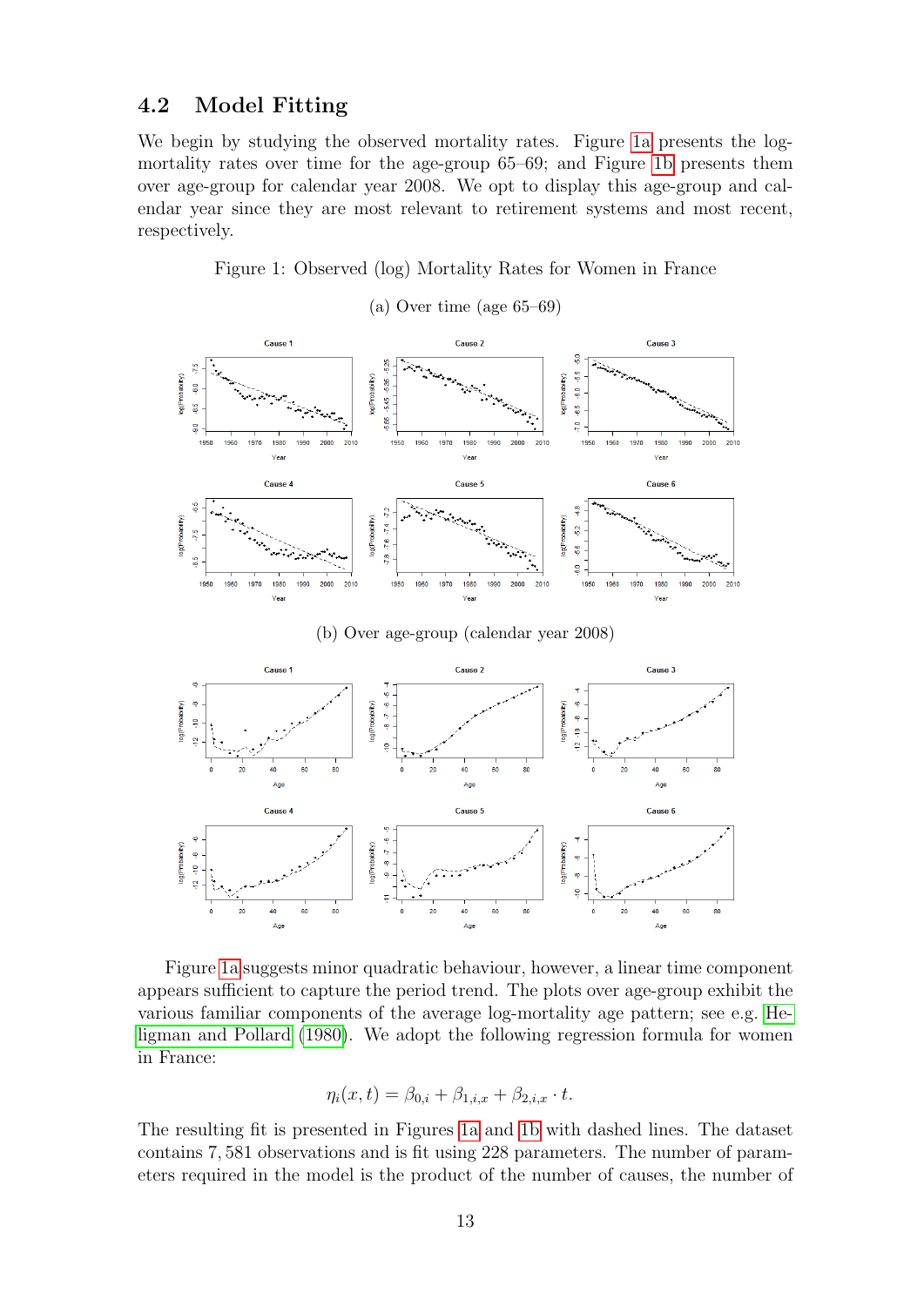## 4.2 Model Fitting

We begin by studying the observed mortality rates. Figure 1a presents the log-mortality rates over time for the age-group 65–69; and Figure 1b presents them over age-group for calendar year 2008. We opt to display this age-group and calendar year since they are most relevant to retirement systems and most recent, respectively.

Figure 1: Observed (log) Mortality Rates for Women in France

(a) Over time (age 65–69)

(b) Over age-group (calendar year 2008)

Figure 1a suggests minor quadratic behaviour, however, a linear time component appears sufficient to capture the period trend. The plots over age-group exhibit the various familiar components of the average log-mortality age pattern; see e.g. Heligman and Pollard (1980). We adopt the following regression formula for women in France:

$$\eta_i(x, t) = \beta_{0,i} + \beta_{1,i,x} + \beta_{2,i,x} \cdot t.$$

The resulting fit is presented in Figures 1a and 1b with dashed lines. The dataset contains 7,581 observations and is fit using 228 parameters. The number of parameters required in the model is the product of the number of causes, the number of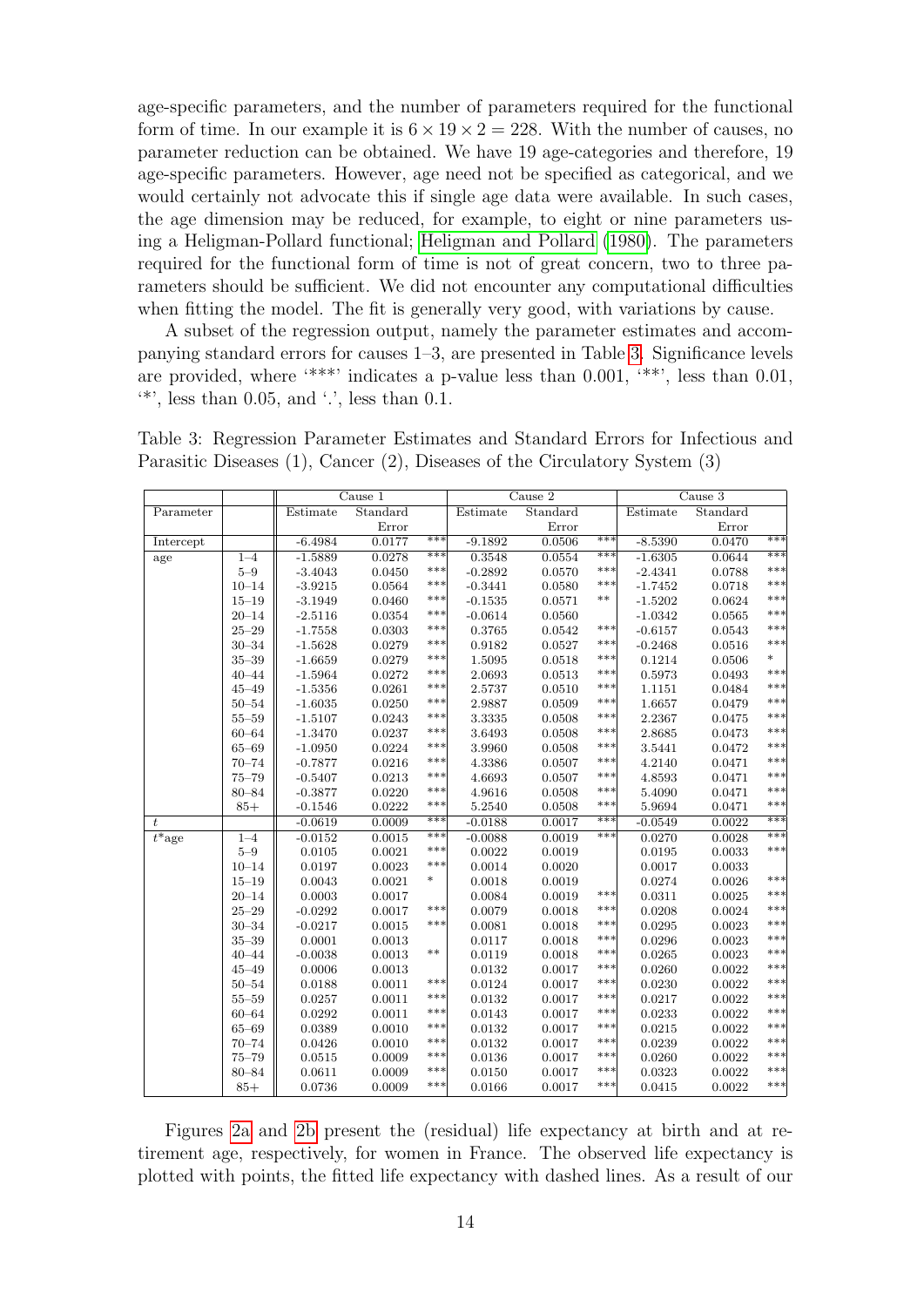age-specific parameters, and the number of parameters required for the functional form of time. In our example it is $6 \times 19 \times 2 = 228$. With the number of causes, no parameter reduction can be obtained. We have 19 age-categories and therefore, 19 age-specific parameters. However, age need not be specified as categorical, and we would certainly not advocate this if single age data were available. In such cases, the age dimension may be reduced, for example, to eight or nine parameters using a Heligman-Pollard functional; Heligman and Pollard (1980). The parameters required for the functional form of time is not of great concern, two to three parameters should be sufficient. We did not encounter any computational difficulties when fitting the model. The fit is generally very good, with variations by cause.

A subset of the regression output, namely the parameter estimates and accompanying standard errors for causes 1–3, are presented in Table 3. Significance levels are provided, where '***' indicates a p-value less than 0.001, '**', less than 0.01, '*', less than 0.05, and '.', less than 0.1.

Table 3: Regression Parameter Estimates and Standard Errors for Infectious and Parasitic Diseases (1), Cancer (2), Diseases of the Circulatory System (3)

| | | Cause 1 | | | Cause 2 | | | Cause 3 | | |
|---|---|---|---|---|---|---|---|---|---|---|
| Parameter | | Estimate | Standard Error | | Estimate | Standard Error | | Estimate | Standard Error | |
| Intercept | | -6.4984 | 0.0177 | *** | -9.1892 | 0.0506 | *** | -8.5390 | 0.0470 | *** |
| age | 1–4 | -1.5889 | 0.0278 | *** | 0.3548 | 0.0554 | *** | -1.6305 | 0.0644 | *** |
| | 5–9 | -3.4043 | 0.0450 | *** | -0.2892 | 0.0570 | *** | -2.4341 | 0.0788 | *** |
| | 10–14 | -3.9215 | 0.0564 | *** | -0.3441 | 0.0580 | *** | -1.7452 | 0.0718 | *** |
| | 15–19 | -3.1949 | 0.0460 | *** | -0.1535 | 0.0571 | ** | -1.5202 | 0.0624 | *** |
| | 20–14 | -2.5116 | 0.0354 | *** | -0.0614 | 0.0560 | | -1.0342 | 0.0565 | *** |
| | 25–29 | -1.7558 | 0.0303 | *** | 0.3765 | 0.0542 | *** | -0.6157 | 0.0543 | *** |
| | 30–34 | -1.5628 | 0.0279 | *** | 0.9182 | 0.0527 | *** | -0.2468 | 0.0516 | *** |
| | 35–39 | -1.6659 | 0.0279 | *** | 1.5095 | 0.0518 | *** | 0.1214 | 0.0506 | * |
| | 40–44 | -1.5964 | 0.0272 | *** | 2.0693 | 0.0513 | *** | 0.5973 | 0.0493 | *** |
| | 45–49 | -1.5356 | 0.0261 | *** | 2.5737 | 0.0510 | *** | 1.1151 | 0.0484 | *** |
| | 50–54 | -1.6035 | 0.0250 | *** | 2.9887 | 0.0509 | *** | 1.6657 | 0.0479 | *** |
| | 55–59 | -1.5107 | 0.0243 | *** | 3.3335 | 0.0508 | *** | 2.2367 | 0.0475 | *** |
| | 60–64 | -1.3470 | 0.0237 | *** | 3.6493 | 0.0508 | *** | 2.8685 | 0.0473 | *** |
| | 65–69 | -1.0950 | 0.0224 | *** | 3.9960 | 0.0508 | *** | 3.5441 | 0.0472 | *** |
| | 70–74 | -0.7877 | 0.0216 | *** | 4.3386 | 0.0507 | *** | 4.2140 | 0.0471 | *** |
| | 75–79 | -0.5407 | 0.0213 | *** | 4.6693 | 0.0507 | *** | 4.8593 | 0.0471 | *** |
| | 80–84 | -0.3877 | 0.0220 | *** | 4.9616 | 0.0508 | *** | 5.4090 | 0.0471 | *** |
| | 85+ | -0.1546 | 0.0222 | *** | 5.2540 | 0.0508 | *** | 5.9694 | 0.0471 | *** |
| $t$ | | -0.0619 | 0.0009 | *** | -0.0188 | 0.0017 | *** | -0.0549 | 0.0022 | *** |
| $t$*age | 1–4 | -0.0152 | 0.0015 | *** | -0.0088 | 0.0019 | *** | 0.0270 | 0.0028 | *** |
| | 5–9 | 0.0105 | 0.0021 | *** | 0.0022 | 0.0019 | | 0.0195 | 0.0033 | *** |
| | 10–14 | 0.0197 | 0.0023 | *** | 0.0014 | 0.0020 | | 0.0017 | 0.0033 | |
| | 15–19 | 0.0043 | 0.0021 | * | 0.0018 | 0.0019 | | 0.0274 | 0.0026 | *** |
| | 20–14 | 0.0003 | 0.0017 | | 0.0084 | 0.0019 | *** | 0.0311 | 0.0025 | *** |
| | 25–29 | -0.0292 | 0.0017 | *** | 0.0079 | 0.0018 | *** | 0.0208 | 0.0024 | *** |
| | 30–34 | -0.0217 | 0.0015 | *** | 0.0081 | 0.0018 | *** | 0.0295 | 0.0023 | *** |
| | 35–39 | 0.0001 | 0.0013 | | 0.0117 | 0.0018 | *** | 0.0296 | 0.0023 | *** |
| | 40–44 | -0.0038 | 0.0013 | ** | 0.0119 | 0.0018 | *** | 0.0265 | 0.0023 | *** |
| | 45–49 | 0.0006 | 0.0013 | | 0.0132 | 0.0017 | *** | 0.0260 | 0.0022 | *** |
| | 50–54 | 0.0188 | 0.0011 | *** | 0.0124 | 0.0017 | *** | 0.0230 | 0.0022 | *** |
| | 55–59 | 0.0257 | 0.0011 | *** | 0.0132 | 0.0017 | *** | 0.0217 | 0.0022 | *** |
| | 60–64 | 0.0292 | 0.0011 | *** | 0.0143 | 0.0017 | *** | 0.0233 | 0.0022 | *** |
| | 65–69 | 0.0389 | 0.0010 | *** | 0.0132 | 0.0017 | *** | 0.0215 | 0.0022 | *** |
| | 70–74 | 0.0426 | 0.0010 | *** | 0.0132 | 0.0017 | *** | 0.0239 | 0.0022 | *** |
| | 75–79 | 0.0515 | 0.0009 | *** | 0.0136 | 0.0017 | *** | 0.0260 | 0.0022 | *** |
| | 80–84 | 0.0611 | 0.0009 | *** | 0.0150 | 0.0017 | *** | 0.0323 | 0.0022 | *** |
| | 85+ | 0.0736 | 0.0009 | *** | 0.0166 | 0.0017 | *** | 0.0415 | 0.0022 | *** |

Figures 2a and 2b present the (residual) life expectancy at birth and at retirement age, respectively, for women in France. The observed life expectancy is plotted with points, the fitted life expectancy with dashed lines. As a result of our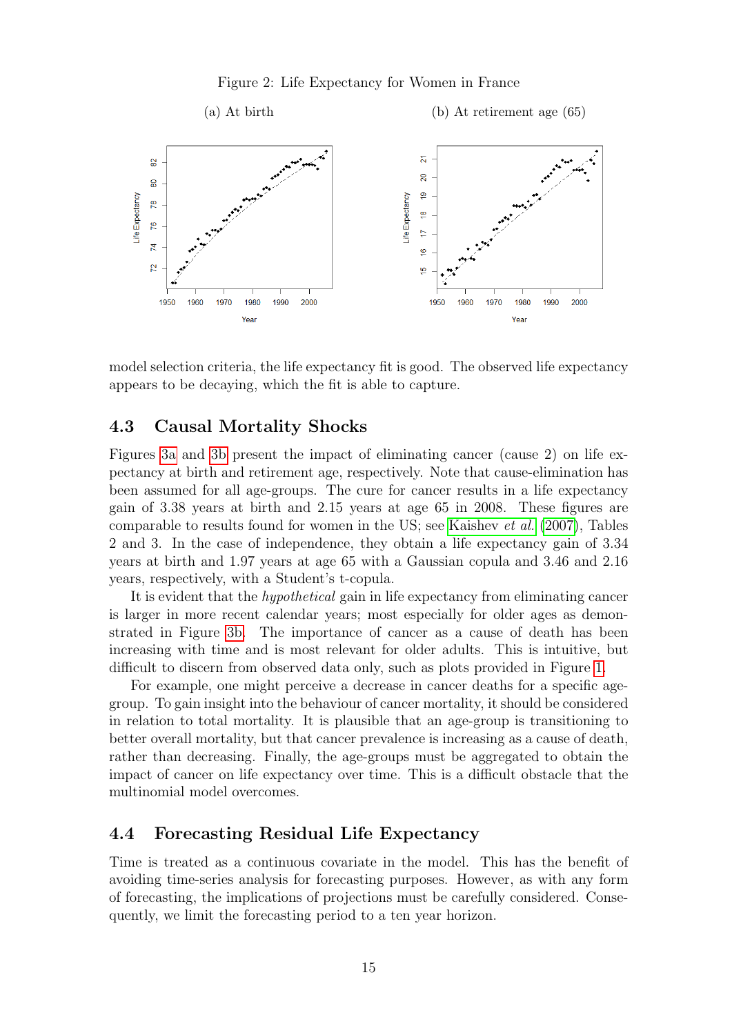Figure 2: Life Expectancy for Women in France

(a) At birth

(b) At retirement age (65)

model selection criteria, the life expectancy fit is good. The observed life expectancy appears to be decaying, which the fit is able to capture.

### 4.3 Causal Mortality Shocks

Figures 3a and 3b present the impact of eliminating cancer (cause 2) on life expectancy at birth and retirement age, respectively. Note that cause-elimination has been assumed for all age-groups. The cure for cancer results in a life expectancy gain of 3.38 years at birth and 2.15 years at age 65 in 2008. These figures are comparable to results found for women in the US; see Kaishev *et al.* (2007), Tables 2 and 3. In the case of independence, they obtain a life expectancy gain of 3.34 years at birth and 1.97 years at age 65 with a Gaussian copula and 3.46 and 2.16 years, respectively, with a Student's t-copula.

It is evident that the *hypothetical* gain in life expectancy from eliminating cancer is larger in more recent calendar years; most especially for older ages as demonstrated in Figure 3b. The importance of cancer as a cause of death has been increasing with time and is most relevant for older adults. This is intuitive, but difficult to discern from observed data only, such as plots provided in Figure 1.

For example, one might perceive a decrease in cancer deaths for a specific age-group. To gain insight into the behaviour of cancer mortality, it should be considered in relation to total mortality. It is plausible that an age-group is transitioning to better overall mortality, but that cancer prevalence is increasing as a cause of death, rather than decreasing. Finally, the age-groups must be aggregated to obtain the impact of cancer on life expectancy over time. This is a difficult obstacle that the multinomial model overcomes.

### 4.4 Forecasting Residual Life Expectancy

Time is treated as a continuous covariate in the model. This has the benefit of avoiding time-series analysis for forecasting purposes. However, as with any form of forecasting, the implications of projections must be carefully considered. Consequently, we limit the forecasting period to a ten year horizon.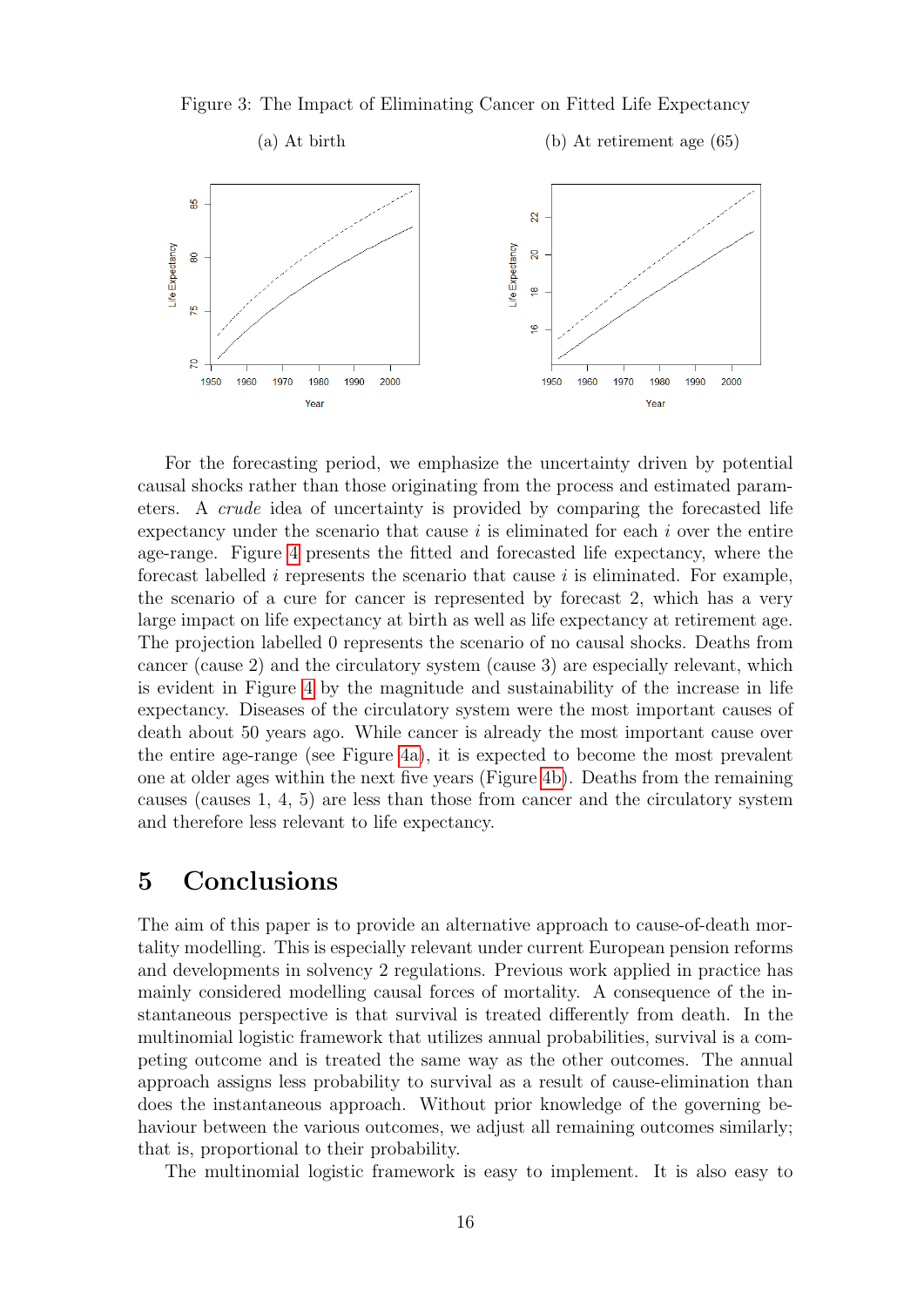Figure 3: The Impact of Eliminating Cancer on Fitted Life Expectancy

(a) At birth (b) At retirement age (65)

For the forecasting period, we emphasize the uncertainty driven by potential causal shocks rather than those originating from the process and estimated parameters. A *crude* idea of uncertainty is provided by comparing the forecasted life expectancy under the scenario that cause $i$ is eliminated for each $i$ over the entire age-range. Figure 4 presents the fitted and forecasted life expectancy, where the forecast labelled $i$ represents the scenario that cause $i$ is eliminated. For example, the scenario of a cure for cancer is represented by forecast 2, which has a very large impact on life expectancy at birth as well as life expectancy at retirement age. The projection labelled 0 represents the scenario of no causal shocks. Deaths from cancer (cause 2) and the circulatory system (cause 3) are especially relevant, which is evident in Figure 4 by the magnitude and sustainability of the increase in life expectancy. Diseases of the circulatory system were the most important causes of death about 50 years ago. While cancer is already the most important cause over the entire age-range (see Figure 4a), it is expected to become the most prevalent one at older ages within the next five years (Figure 4b). Deaths from the remaining causes (causes 1, 4, 5) are less than those from cancer and the circulatory system and therefore less relevant to life expectancy.

# 5 Conclusions

The aim of this paper is to provide an alternative approach to cause-of-death mortality modelling. This is especially relevant under current European pension reforms and developments in solvency 2 regulations. Previous work applied in practice has mainly considered modelling causal forces of mortality. A consequence of the instantaneous perspective is that survival is treated differently from death. In the multinomial logistic framework that utilizes annual probabilities, survival is a competing outcome and is treated the same way as the other outcomes. The annual approach assigns less probability to survival as a result of cause-elimination than does the instantaneous approach. Without prior knowledge of the governing behaviour between the various outcomes, we adjust all remaining outcomes similarly; that is, proportional to their probability.

The multinomial logistic framework is easy to implement. It is also easy to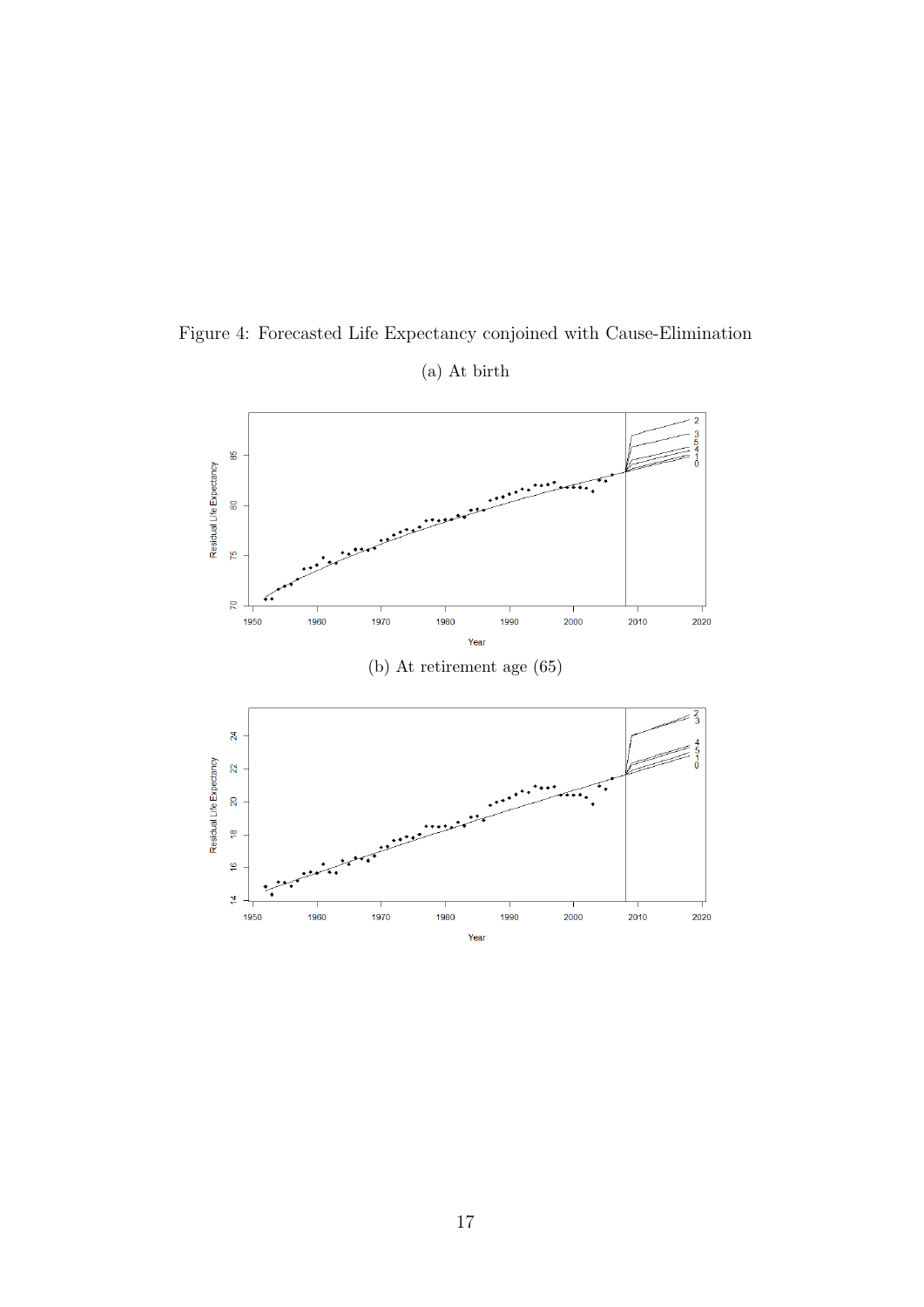Figure 4: Forecasted Life Expectancy conjoined with Cause-Elimination

(a) At birth

(b) At retirement age (65)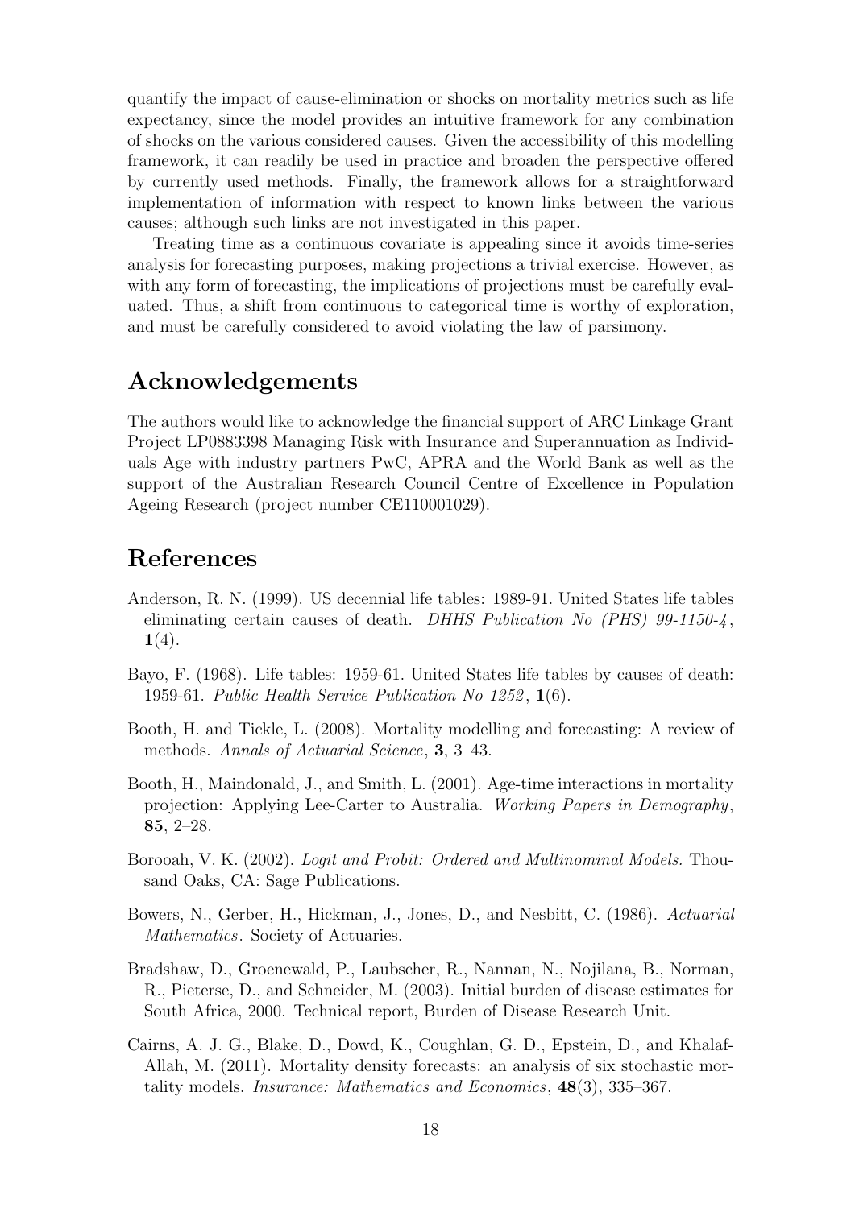quantify the impact of cause-elimination or shocks on mortality metrics such as life expectancy, since the model provides an intuitive framework for any combination of shocks on the various considered causes. Given the accessibility of this modelling framework, it can readily be used in practice and broaden the perspective offered by currently used methods. Finally, the framework allows for a straightforward implementation of information with respect to known links between the various causes; although such links are not investigated in this paper.

Treating time as a continuous covariate is appealing since it avoids time-series analysis for forecasting purposes, making projections a trivial exercise. However, as with any form of forecasting, the implications of projections must be carefully evaluated. Thus, a shift from continuous to categorical time is worthy of exploration, and must be carefully considered to avoid violating the law of parsimony.

## Acknowledgements

The authors would like to acknowledge the financial support of ARC Linkage Grant Project LP0883398 Managing Risk with Insurance and Superannuation as Individuals Age with industry partners PwC, APRA and the World Bank as well as the support of the Australian Research Council Centre of Excellence in Population Ageing Research (project number CE110001029).

## References

Anderson, R. N. (1999). US decennial life tables: 1989-91. United States life tables eliminating certain causes of death. *DHHS Publication No (PHS) 99-1150-4*, **1**(4).

Bayo, F. (1968). Life tables: 1959-61. United States life tables by causes of death: 1959-61. *Public Health Service Publication No 1252*, **1**(6).

Booth, H. and Tickle, L. (2008). Mortality modelling and forecasting: A review of methods. *Annals of Actuarial Science*, **3**, 3–43.

Booth, H., Maindonald, J., and Smith, L. (2001). Age-time interactions in mortality projection: Applying Lee-Carter to Australia. *Working Papers in Demography*, **85**, 2–28.

Borooah, V. K. (2002). *Logit and Probit: Ordered and Multinominal Models.* Thousand Oaks, CA: Sage Publications.

Bowers, N., Gerber, H., Hickman, J., Jones, D., and Nesbitt, C. (1986). *Actuarial Mathematics*. Society of Actuaries.

Bradshaw, D., Groenewald, P., Laubscher, R., Nannan, N., Nojilana, B., Norman, R., Pieterse, D., and Schneider, M. (2003). Initial burden of disease estimates for South Africa, 2000. Technical report, Burden of Disease Research Unit.

Cairns, A. J. G., Blake, D., Dowd, K., Coughlan, G. D., Epstein, D., and Khalaf-Allah, M. (2011). Mortality density forecasts: an analysis of six stochastic mortality models. *Insurance: Mathematics and Economics*, **48**(3), 335–367.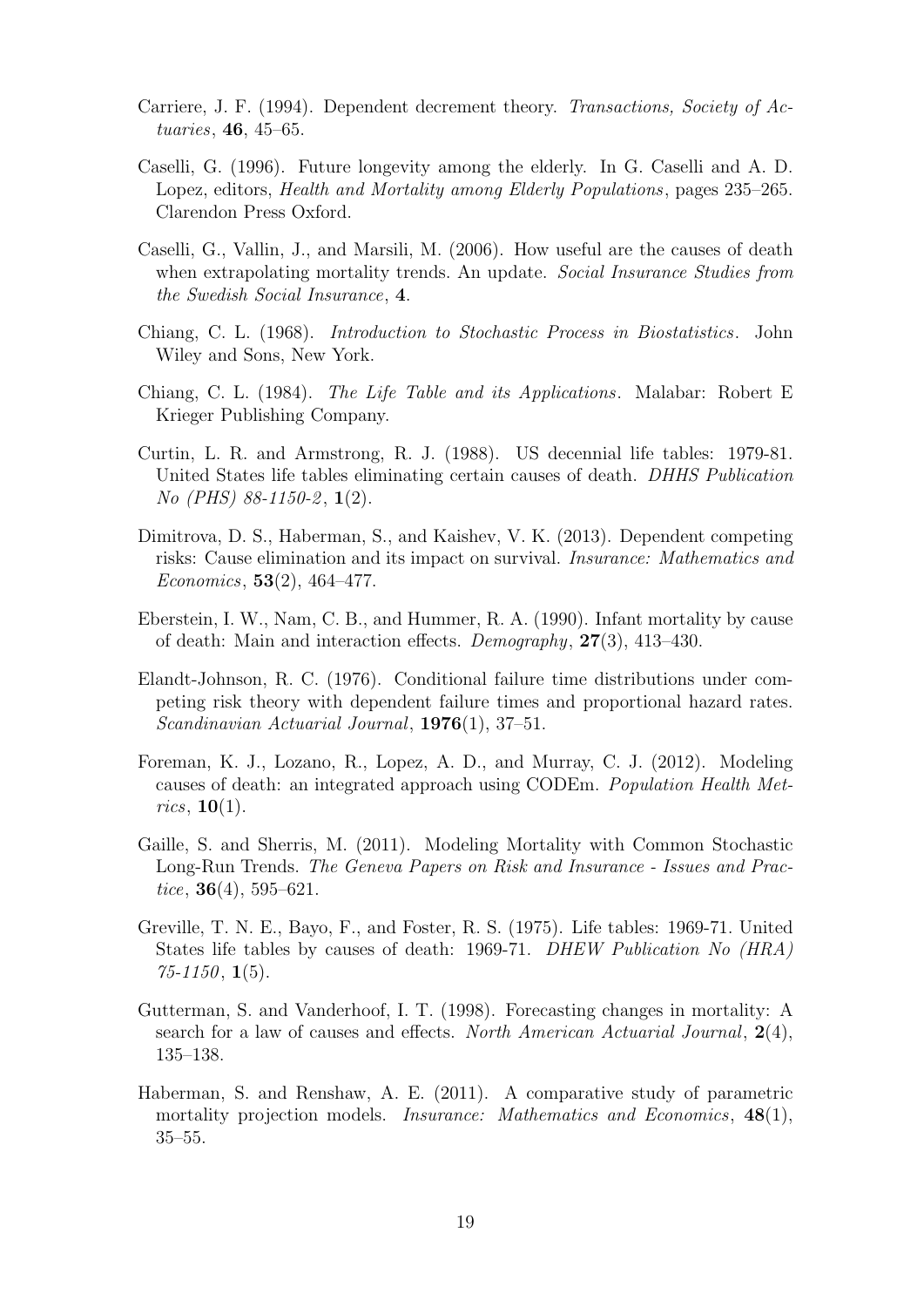Carriere, J. F. (1994). Dependent decrement theory. *Transactions, Society of Actuaries*, **46**, 45–65.

Caselli, G. (1996). Future longevity among the elderly. In G. Caselli and A. D. Lopez, editors, *Health and Mortality among Elderly Populations*, pages 235–265. Clarendon Press Oxford.

Caselli, G., Vallin, J., and Marsili, M. (2006). How useful are the causes of death when extrapolating mortality trends. An update. *Social Insurance Studies from the Swedish Social Insurance*, **4**.

Chiang, C. L. (1968). *Introduction to Stochastic Process in Biostatistics*. John Wiley and Sons, New York.

Chiang, C. L. (1984). *The Life Table and its Applications*. Malabar: Robert E Krieger Publishing Company.

Curtin, L. R. and Armstrong, R. J. (1988). US decennial life tables: 1979-81. United States life tables eliminating certain causes of death. *DHHS Publication No (PHS) 88-1150-2*, **1**(2).

Dimitrova, D. S., Haberman, S., and Kaishev, V. K. (2013). Dependent competing risks: Cause elimination and its impact on survival. *Insurance: Mathematics and Economics*, **53**(2), 464–477.

Eberstein, I. W., Nam, C. B., and Hummer, R. A. (1990). Infant mortality by cause of death: Main and interaction effects. *Demography*, **27**(3), 413–430.

Elandt-Johnson, R. C. (1976). Conditional failure time distributions under competing risk theory with dependent failure times and proportional hazard rates. *Scandinavian Actuarial Journal*, **1976**(1), 37–51.

Foreman, K. J., Lozano, R., Lopez, A. D., and Murray, C. J. (2012). Modeling causes of death: an integrated approach using CODEm. *Population Health Metrics*, **10**(1).

Gaille, S. and Sherris, M. (2011). Modeling Mortality with Common Stochastic Long-Run Trends. *The Geneva Papers on Risk and Insurance - Issues and Practice*, **36**(4), 595–621.

Greville, T. N. E., Bayo, F., and Foster, R. S. (1975). Life tables: 1969-71. United States life tables by causes of death: 1969-71. *DHEW Publication No (HRA) 75-1150*, **1**(5).

Gutterman, S. and Vanderhoof, I. T. (1998). Forecasting changes in mortality: A search for a law of causes and effects. *North American Actuarial Journal*, **2**(4), 135–138.

Haberman, S. and Renshaw, A. E. (2011). A comparative study of parametric mortality projection models. *Insurance: Mathematics and Economics*, **48**(1), 35–55.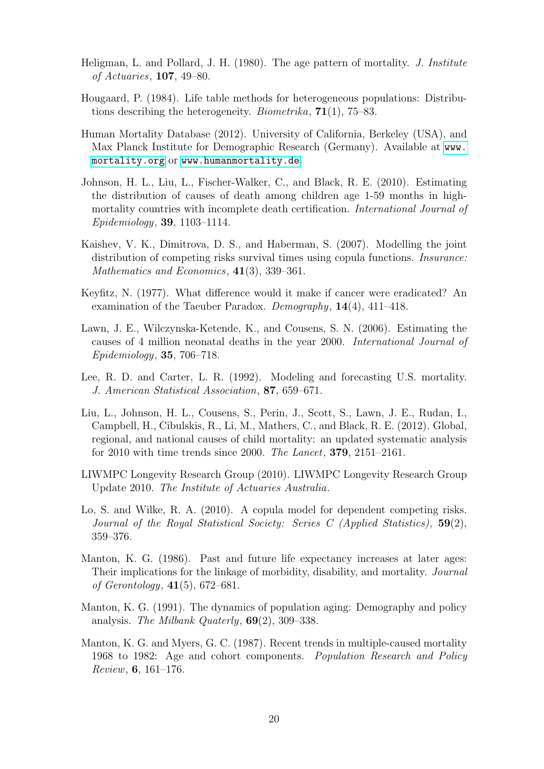Heligman, L. and Pollard, J. H. (1980). The age pattern of mortality. *J. Institute of Actuaries*, **107**, 49–80.

Hougaard, P. (1984). Life table methods for heterogeneous populations: Distributions describing the heterogeneity. *Biometrika*, **71**(1), 75–83.

Human Mortality Database (2012). University of California, Berkeley (USA), and Max Planck Institute for Demographic Research (Germany). Available at `www.mortality.org` or `www.humanmortality.de`.

Johnson, H. L., Liu, L., Fischer-Walker, C., and Black, R. E. (2010). Estimating the distribution of causes of death among children age 1-59 months in high-mortality countries with incomplete death certification. *International Journal of Epidemiology*, **39**, 1103–1114.

Kaishev, V. K., Dimitrova, D. S., and Haberman, S. (2007). Modelling the joint distribution of competing risks survival times using copula functions. *Insurance: Mathematics and Economics*, **41**(3), 339–361.

Keyfitz, N. (1977). What difference would it make if cancer were eradicated? An examination of the Taeuber Paradox. *Demography*, **14**(4), 411–418.

Lawn, J. E., Wilczynska-Ketende, K., and Cousens, S. N. (2006). Estimating the causes of 4 million neonatal deaths in the year 2000. *International Journal of Epidemiology*, **35**, 706–718.

Lee, R. D. and Carter, L. R. (1992). Modeling and forecasting U.S. mortality. *J. American Statistical Association*, **87**, 659–671.

Liu, L., Johnson, H. L., Cousens, S., Perin, J., Scott, S., Lawn, J. E., Rudan, I., Campbell, H., Cibulskis, R., Li, M., Mathers, C., and Black, R. E. (2012). Global, regional, and national causes of child mortality: an updated systematic analysis for 2010 with time trends since 2000. *The Lancet*, **379**, 2151–2161.

LIWMPC Longevity Research Group (2010). LIWMPC Longevity Research Group Update 2010. *The Institute of Actuaries Australia*.

Lo, S. and Wilke, R. A. (2010). A copula model for dependent competing risks. *Journal of the Royal Statistical Society: Series C (Applied Statistics)*, **59**(2), 359–376.

Manton, K. G. (1986). Past and future life expectancy increases at later ages: Their implications for the linkage of morbidity, disability, and mortality. *Journal of Gerontology*, **41**(5), 672–681.

Manton, K. G. (1991). The dynamics of population aging: Demography and policy analysis. *The Milbank Quaterly*, **69**(2), 309–338.

Manton, K. G. and Myers, G. C. (1987). Recent trends in multiple-caused mortality 1968 to 1982: Age and cohort components. *Population Research and Policy Review*, **6**, 161–176.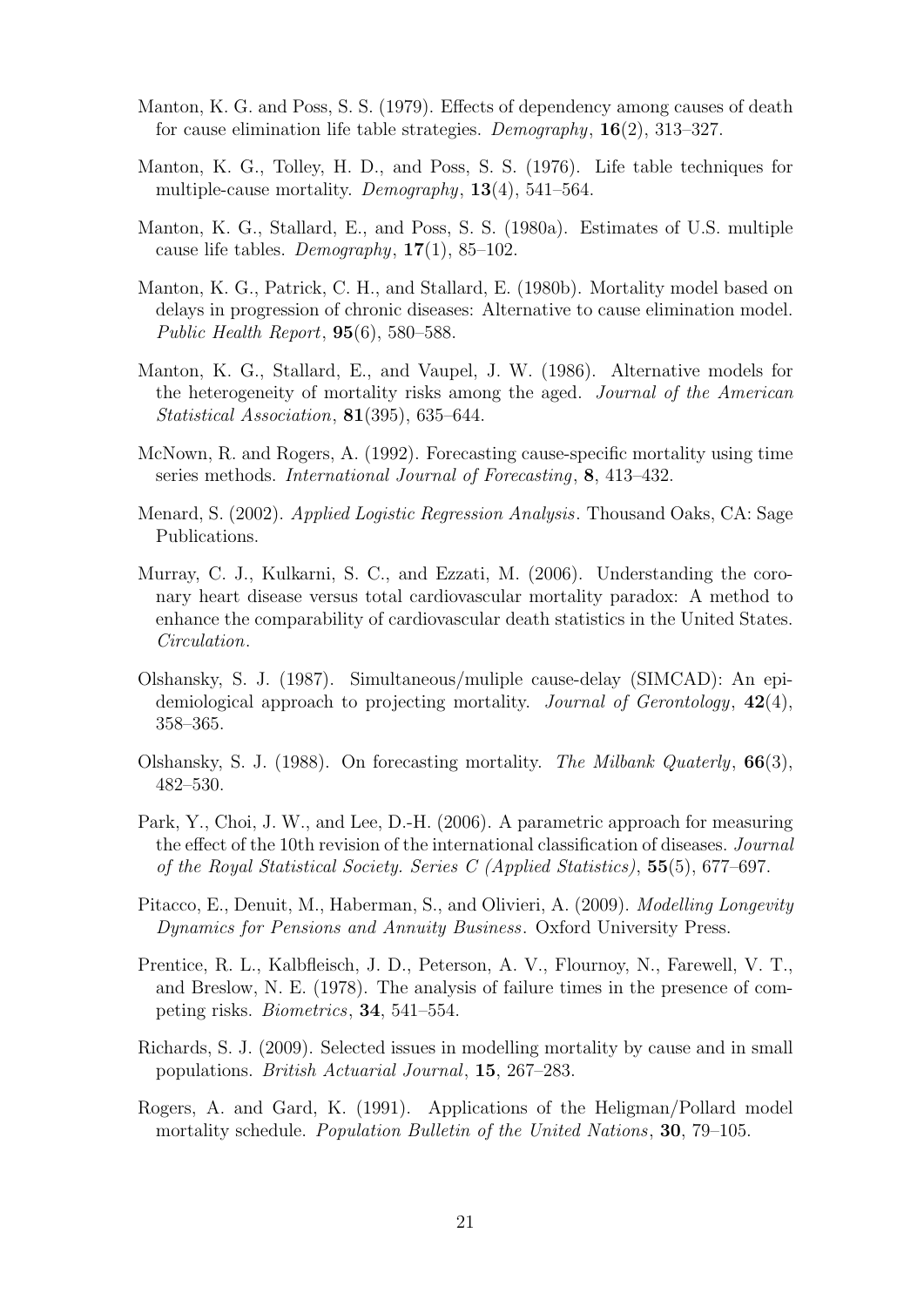Manton, K. G. and Poss, S. S. (1979). Effects of dependency among causes of death for cause elimination life table strategies. *Demography*, **16**(2), 313–327.

Manton, K. G., Tolley, H. D., and Poss, S. S. (1976). Life table techniques for multiple-cause mortality. *Demography*, **13**(4), 541–564.

Manton, K. G., Stallard, E., and Poss, S. S. (1980a). Estimates of U.S. multiple cause life tables. *Demography*, **17**(1), 85–102.

Manton, K. G., Patrick, C. H., and Stallard, E. (1980b). Mortality model based on delays in progression of chronic diseases: Alternative to cause elimination model. *Public Health Report*, **95**(6), 580–588.

Manton, K. G., Stallard, E., and Vaupel, J. W. (1986). Alternative models for the heterogeneity of mortality risks among the aged. *Journal of the American Statistical Association*, **81**(395), 635–644.

McNown, R. and Rogers, A. (1992). Forecasting cause-specific mortality using time series methods. *International Journal of Forecasting*, **8**, 413–432.

Menard, S. (2002). *Applied Logistic Regression Analysis*. Thousand Oaks, CA: Sage Publications.

Murray, C. J., Kulkarni, S. C., and Ezzati, M. (2006). Understanding the coronary heart disease versus total cardiovascular mortality paradox: A method to enhance the comparability of cardiovascular death statistics in the United States. *Circulation*.

Olshansky, S. J. (1987). Simultaneous/muliple cause-delay (SIMCAD): An epidemiological approach to projecting mortality. *Journal of Gerontology*, **42**(4), 358–365.

Olshansky, S. J. (1988). On forecasting mortality. *The Milbank Quaterly*, **66**(3), 482–530.

Park, Y., Choi, J. W., and Lee, D.-H. (2006). A parametric approach for measuring the effect of the 10th revision of the international classification of diseases. *Journal of the Royal Statistical Society. Series C (Applied Statistics)*, **55**(5), 677–697.

Pitacco, E., Denuit, M., Haberman, S., and Olivieri, A. (2009). *Modelling Longevity Dynamics for Pensions and Annuity Business*. Oxford University Press.

Prentice, R. L., Kalbfleisch, J. D., Peterson, A. V., Flournoy, N., Farewell, V. T., and Breslow, N. E. (1978). The analysis of failure times in the presence of competing risks. *Biometrics*, **34**, 541–554.

Richards, S. J. (2009). Selected issues in modelling mortality by cause and in small populations. *British Actuarial Journal*, **15**, 267–283.

Rogers, A. and Gard, K. (1991). Applications of the Heligman/Pollard model mortality schedule. *Population Bulletin of the United Nations*, **30**, 79–105.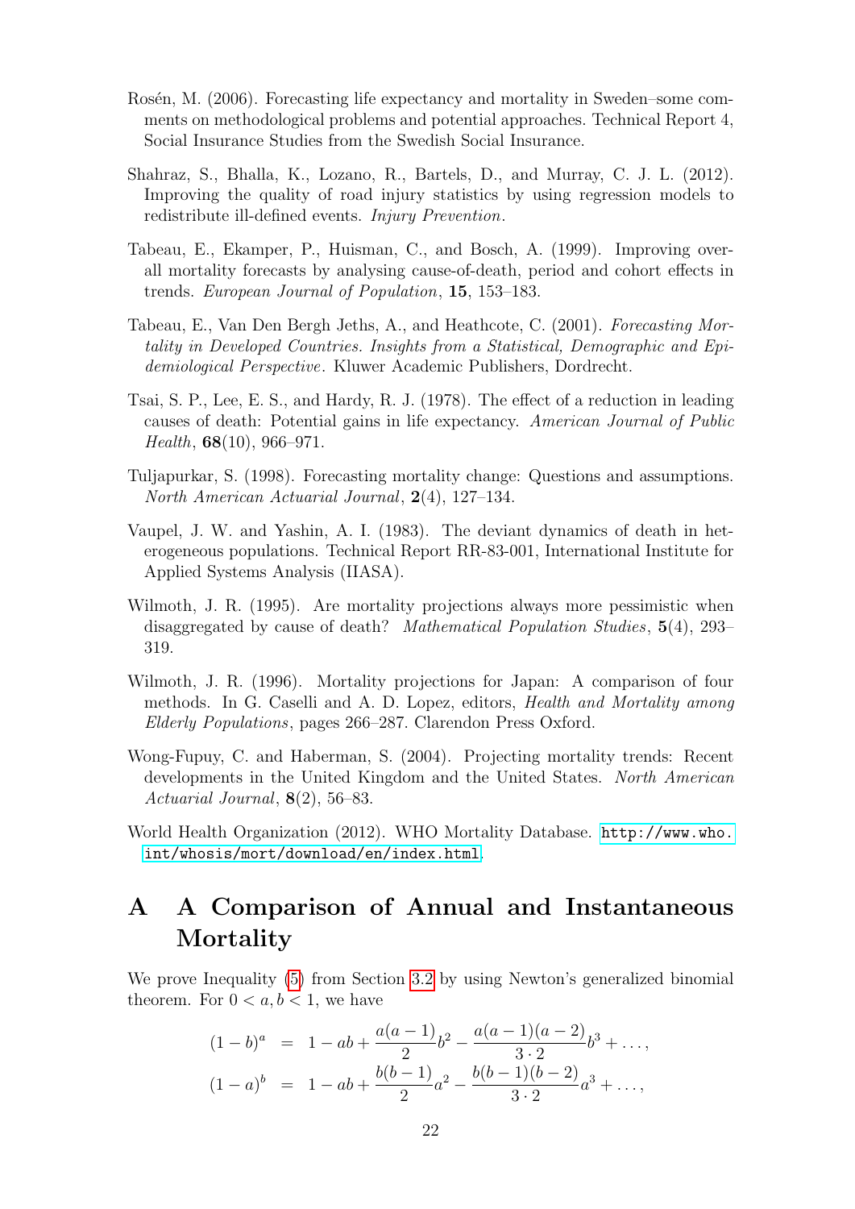Rosén, M. (2006). Forecasting life expectancy and mortality in Sweden–some comments on methodological problems and potential approaches. Technical Report 4, Social Insurance Studies from the Swedish Social Insurance.

Shahraz, S., Bhalla, K., Lozano, R., Bartels, D., and Murray, C. J. L. (2012). Improving the quality of road injury statistics by using regression models to redistribute ill-defined events. *Injury Prevention*.

Tabeau, E., Ekamper, P., Huisman, C., and Bosch, A. (1999). Improving overall mortality forecasts by analysing cause-of-death, period and cohort effects in trends. *European Journal of Population*, **15**, 153–183.

Tabeau, E., Van Den Bergh Jeths, A., and Heathcote, C. (2001). *Forecasting Mortality in Developed Countries. Insights from a Statistical, Demographic and Epidemiological Perspective*. Kluwer Academic Publishers, Dordrecht.

Tsai, S. P., Lee, E. S., and Hardy, R. J. (1978). The effect of a reduction in leading causes of death: Potential gains in life expectancy. *American Journal of Public Health*, **68**(10), 966–971.

Tuljapurkar, S. (1998). Forecasting mortality change: Questions and assumptions. *North American Actuarial Journal*, **2**(4), 127–134.

Vaupel, J. W. and Yashin, A. I. (1983). The deviant dynamics of death in heterogeneous populations. Technical Report RR-83-001, International Institute for Applied Systems Analysis (IIASA).

Wilmoth, J. R. (1995). Are mortality projections always more pessimistic when disaggregated by cause of death? *Mathematical Population Studies*, **5**(4), 293–319.

Wilmoth, J. R. (1996). Mortality projections for Japan: A comparison of four methods. In G. Caselli and A. D. Lopez, editors, *Health and Mortality among Elderly Populations*, pages 266–287. Clarendon Press Oxford.

Wong-Fupuy, C. and Haberman, S. (2004). Projecting mortality trends: Recent developments in the United Kingdom and the United States. *North American Actuarial Journal*, **8**(2), 56–83.

World Health Organization (2012). WHO Mortality Database. http://www.who.int/whosis/mort/download/en/index.html.

# A A Comparison of Annual and Instantaneous Mortality

We prove Inequality (5) from Section 3.2 by using Newton's generalized binomial theorem. For $0 < a, b < 1$, we have

$$
\begin{aligned}
(1-b)^a &= 1 - ab + \frac{a(a-1)}{2}b^2 - \frac{a(a-1)(a-2)}{3 \cdot 2}b^3 + \dots, \\
(1-a)^b &= 1 - ab + \frac{b(b-1)}{2}a^2 - \frac{b(b-1)(b-2)}{3 \cdot 2}a^3 + \dots,
\end{aligned}
$$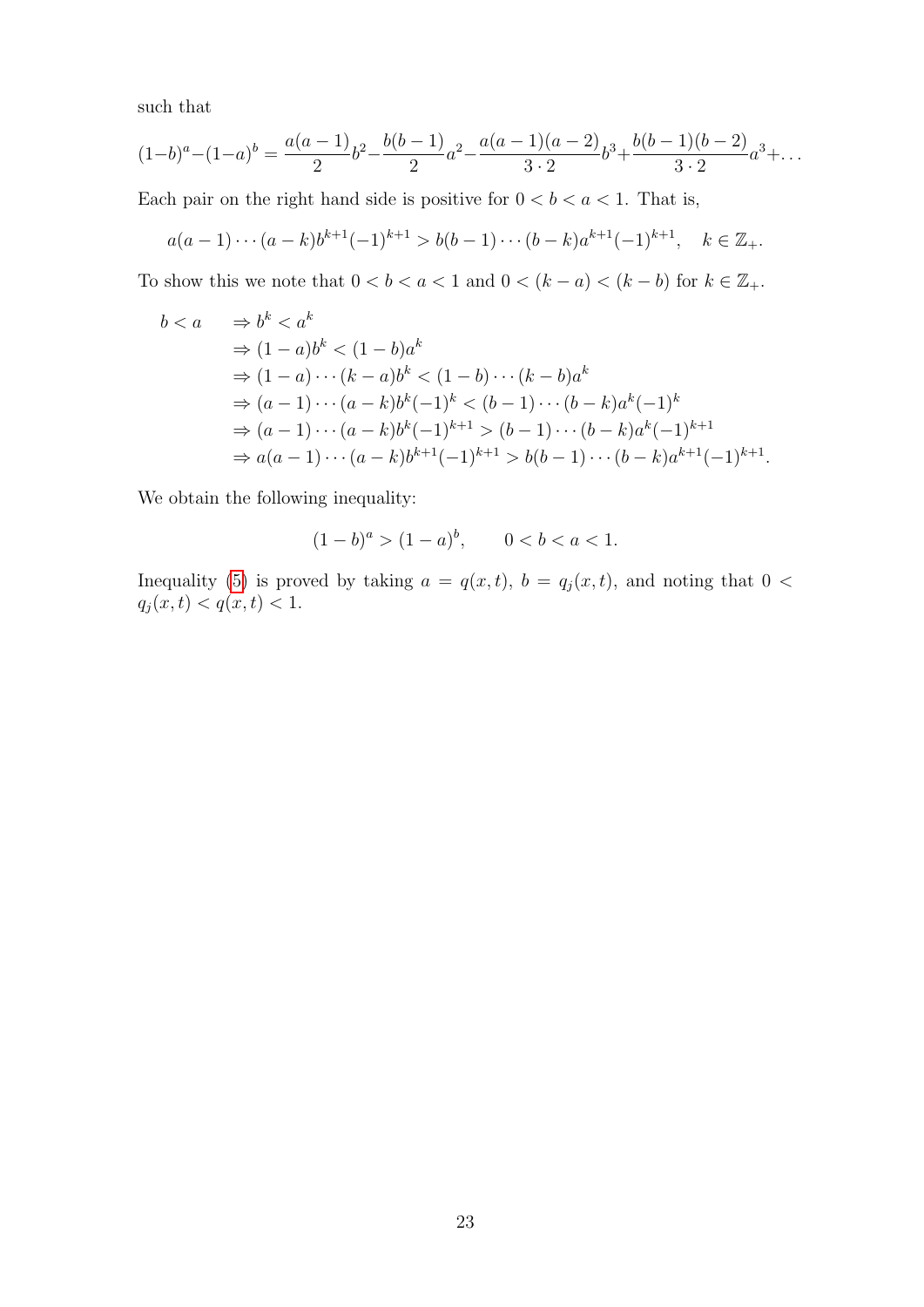such that

$$(1-b)^a-(1-a)^b = \frac{a(a-1)}{2}b^2 - \frac{b(b-1)}{2}a^2 - \frac{a(a-1)(a-2)}{3\cdot 2}b^3 + \frac{b(b-1)(b-2)}{3\cdot 2}a^3 + \dots$$

Each pair on the right hand side is positive for $0 < b < a < 1$. That is,

$$a(a-1)\cdots(a-k)b^{k+1}(-1)^{k+1} > b(b-1)\cdots(b-k)a^{k+1}(-1)^{k+1}, \quad k \in \mathbb{Z}_+.$$

To show this we note that $0 < b < a < 1$ and $0 < (k-a) < (k-b)$ for $k \in \mathbb{Z}_+$.

$$\begin{aligned}
b < a \quad &\Rightarrow b^k < a^k \\
&\Rightarrow (1-a)b^k < (1-b)a^k \\
&\Rightarrow (1-a)\cdots(k-a)b^k < (1-b)\cdots(k-b)a^k \\
&\Rightarrow (a-1)\cdots(a-k)b^k(-1)^k < (b-1)\cdots(b-k)a^k(-1)^k \\
&\Rightarrow (a-1)\cdots(a-k)b^k(-1)^{k+1} > (b-1)\cdots(b-k)a^k(-1)^{k+1} \\
&\Rightarrow a(a-1)\cdots(a-k)b^{k+1}(-1)^{k+1} > b(b-1)\cdots(b-k)a^{k+1}(-1)^{k+1}.
\end{aligned}$$

We obtain the following inequality:

$$(1-b)^a > (1-a)^b, \qquad 0 < b < a < 1.$$

Inequality (5) is proved by taking $a = q(x,t)$, $b = q_j(x,t)$, and noting that $0 < q_j(x,t) < q(x,t) < 1$.